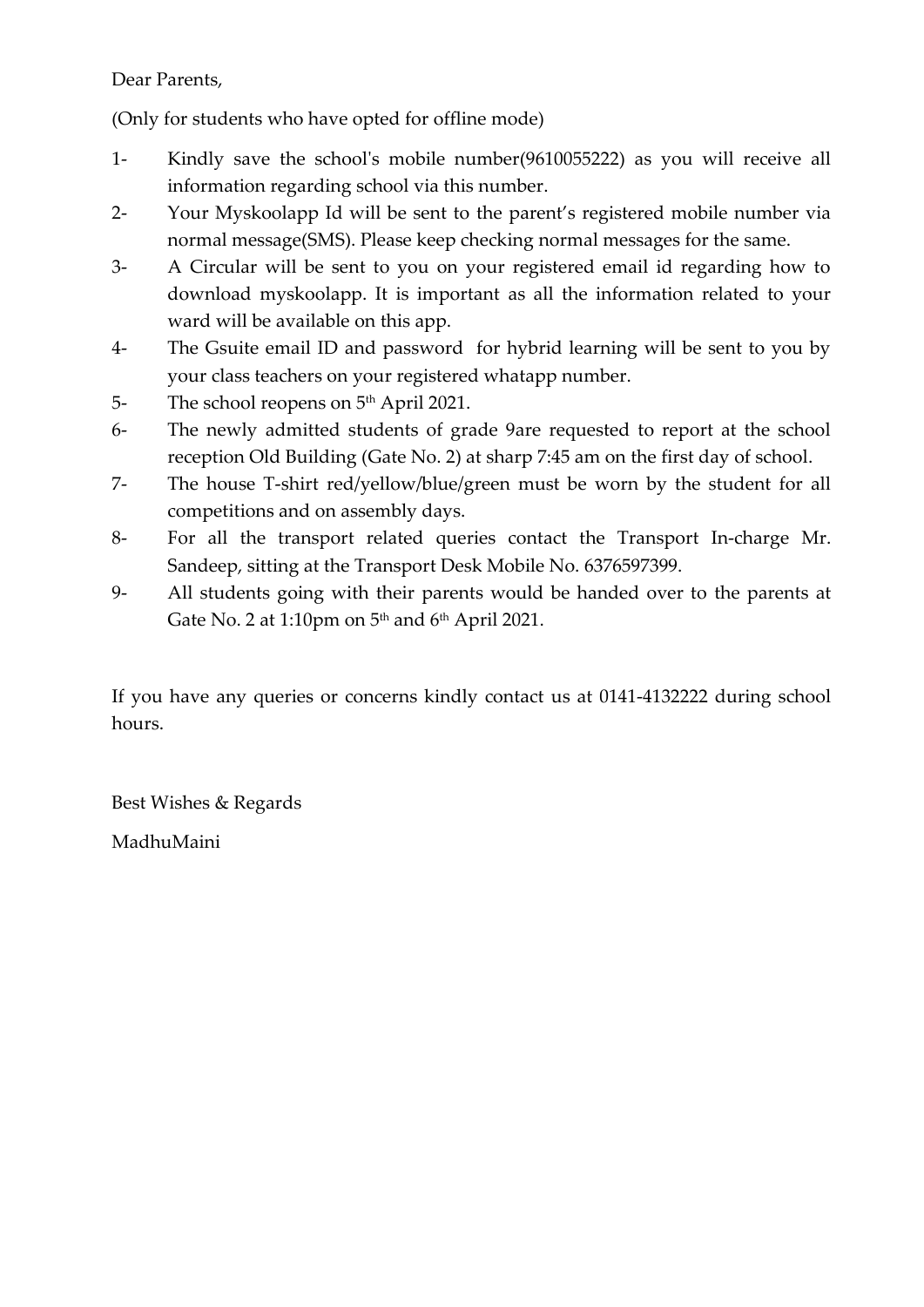Dear Parents,

(Only for students who have opted for offline mode)

1- Kindly save the school's mobile number(9610055222) as you will receive all information regarding school via this number.

2- Your Myskoolapp Id will be sent to the parent's registered mobile number via normal message(SMS). Please keep checking normal messages for the same.

3- A Circular will be sent to you on your registered email id regarding how to download myskoolapp. It is important as all the information related to your ward will be available on this app.

4- The Gsuite email ID and password for hybrid learning will be sent to you by your class teachers on your registered whatapp number.

5- The school reopens on 5th April 2021.

6- The newly admitted students of grade 9are requested to report at the school reception Old Building (Gate No. 2) at sharp 7:45 am on the first day of school.

7- The house T-shirt red/yellow/blue/green must be worn by the student for all competitions and on assembly days.

8- For all the transport related queries contact the Transport In-charge Mr. Sandeep, sitting at the Transport Desk Mobile No. 6376597399.

9- All students going with their parents would be handed over to the parents at Gate No. 2 at 1:10pm on 5th and 6th April 2021.

If you have any queries or concerns kindly contact us at 0141-4132222 during school hours.

Best Wishes & Regards

MadhuMaini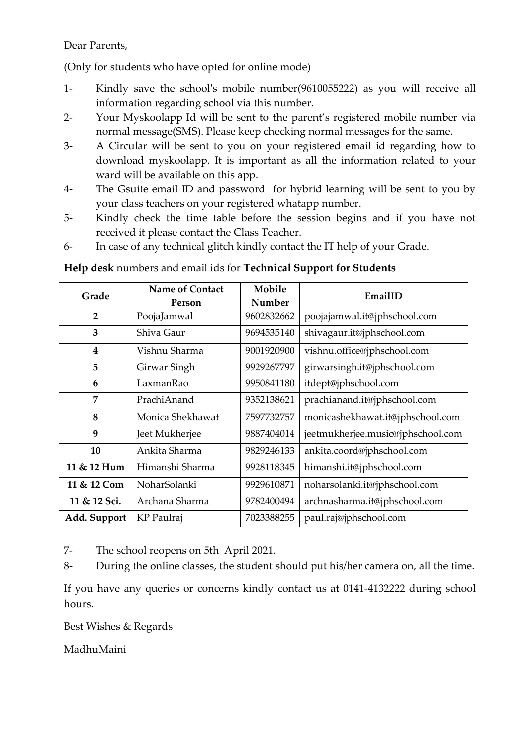Dear Parents,

(Only for students who have opted for online mode)

1- Kindly save the school's mobile number(9610055222) as you will receive all information regarding school via this number.

2- Your Myskoolapp Id will be sent to the parent's registered mobile number via normal message(SMS). Please keep checking normal messages for the same.

3- A Circular will be sent to you on your registered email id regarding how to download myskoolapp. It is important as all the information related to your ward will be available on this app.

4- The Gsuite email ID and password for hybrid learning will be sent to you by your class teachers on your registered whatapp number.

5- Kindly check the time table before the session begins and if you have not received it please contact the Class Teacher.

6- In case of any technical glitch kindly contact the IT help of your Grade.

**Help desk** numbers and email ids for **Technical Support for Students**

| Grade | Name of Contact Person | Mobile Number | EmailID |
|---|---|---|---|
| **2** | PoojaJamwal | 9602832662 | poojajamwal.it@jphschool.com |
| **3** | Shiva Gaur | 9694535140 | shivagaur.it@jphschool.com |
| **4** | Vishnu Sharma | 9001920900 | vishnu.office@jphschool.com |
| **5** | Girwar Singh | 9929267797 | girwarsingh.it@jphschool.com |
| **6** | LaxmanRao | 9950841180 | itdept@jphschool.com |
| **7** | PrachiAnand | 9352138621 | prachianand.it@jphschool.com |
| **8** | Monica Shekhawat | 7597732757 | monicashekhawat.it@jphschool.com |
| **9** | Jeet Mukherjee | 9887404014 | jeetmukherjee.music@jphschool.com |
| **10** | Ankita Sharma | 9829246133 | ankita.coord@jphschool.com |
| **11 & 12 Hum** | Himanshi Sharma | 9928118345 | himanshi.it@jphschool.com |
| **11 & 12 Com** | NoharSolanki | 9929610871 | noharsolanki.it@jphschool.com |
| **11 & 12 Sci.** | Archana Sharma | 9782400494 | archnasharma.it@jphschool.com |
| **Add. Support** | KP Paulraj | 7023388255 | paul.raj@jphschool.com |

7- The school reopens on 5th April 2021.

8- During the online classes, the student should put his/her camera on, all the time.

If you have any queries or concerns kindly contact us at 0141-4132222 during school hours.

Best Wishes & Regards

MadhuMaini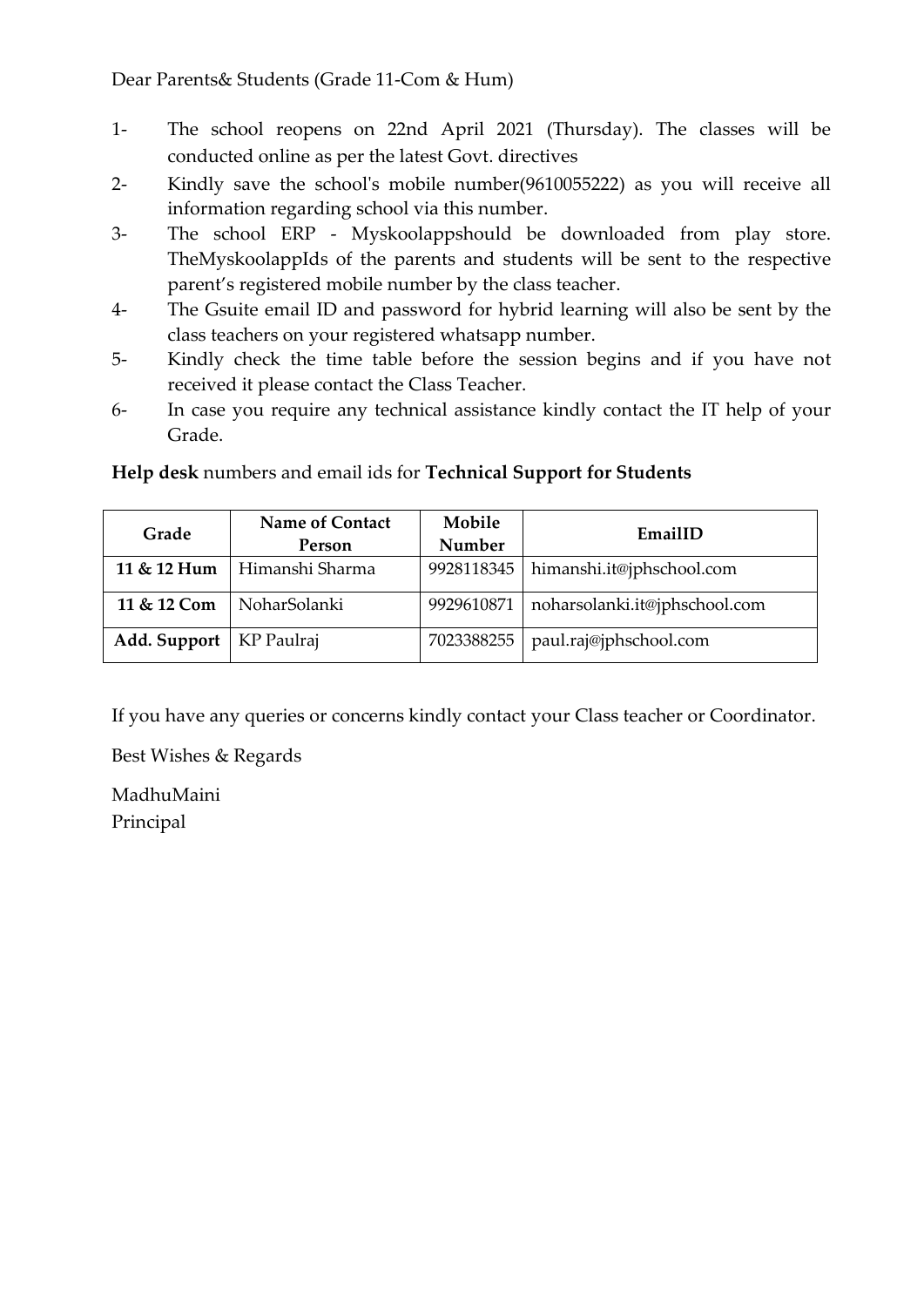Dear Parents& Students (Grade 11-Com & Hum)

1- The school reopens on 22nd April 2021 (Thursday). The classes will be conducted online as per the latest Govt. directives
2- Kindly save the school's mobile number(9610055222) as you will receive all information regarding school via this number.
3- The school ERP - Myskoolappshould be downloaded from play store. TheMyskoolappIds of the parents and students will be sent to the respective parent's registered mobile number by the class teacher.
4- The Gsuite email ID and password for hybrid learning will also be sent by the class teachers on your registered whatsapp number.
5- Kindly check the time table before the session begins and if you have not received it please contact the Class Teacher.
6- In case you require any technical assistance kindly contact the IT help of your Grade.

**Help desk** numbers and email ids for **Technical Support for Students**

| Grade | Name of Contact Person | Mobile Number | EmailID |
|---|---|---|---|
| **11 & 12 Hum** | Himanshi Sharma | 9928118345 | himanshi.it@jphschool.com |
| **11 & 12 Com** | NoharSolanki | 9929610871 | noharsolanki.it@jphschool.com |
| **Add. Support** | KP Paulraj | 7023388255 | paul.raj@jphschool.com |

If you have any queries or concerns kindly contact your Class teacher or Coordinator.

Best Wishes & Regards

MadhuMaini
Principal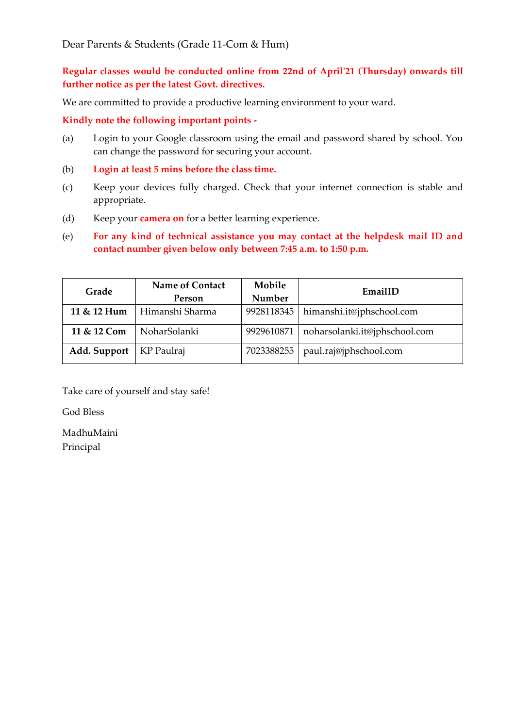Dear Parents & Students (Grade 11-Com & Hum)

**Regular classes would be conducted online from 22nd of April'21 (Thursday) onwards till further notice as per the latest Govt. directives.**

We are committed to provide a productive learning environment to your ward.

**Kindly note the following important points -**

(a) Login to your Google classroom using the email and password shared by school. You can change the password for securing your account.

(b) **Login at least 5 mins before the class time.**

(c) Keep your devices fully charged. Check that your internet connection is stable and appropriate.

(d) Keep your **camera on** for a better learning experience.

(e) **For any kind of technical assistance you may contact at the helpdesk mail ID and contact number given below only between 7:45 a.m. to 1:50 p.m.**

| Grade | Name of Contact Person | Mobile Number | EmailID |
|---|---|---|---|
| **11 & 12 Hum** | Himanshi Sharma | 9928118345 | himanshi.it@jphschool.com |
| **11 & 12 Com** | NoharSolanki | 9929610871 | noharsolanki.it@jphschool.com |
| **Add. Support** | KP Paulraj | 7023388255 | paul.raj@jphschool.com |

Take care of yourself and stay safe!

God Bless

MadhuMaini
Principal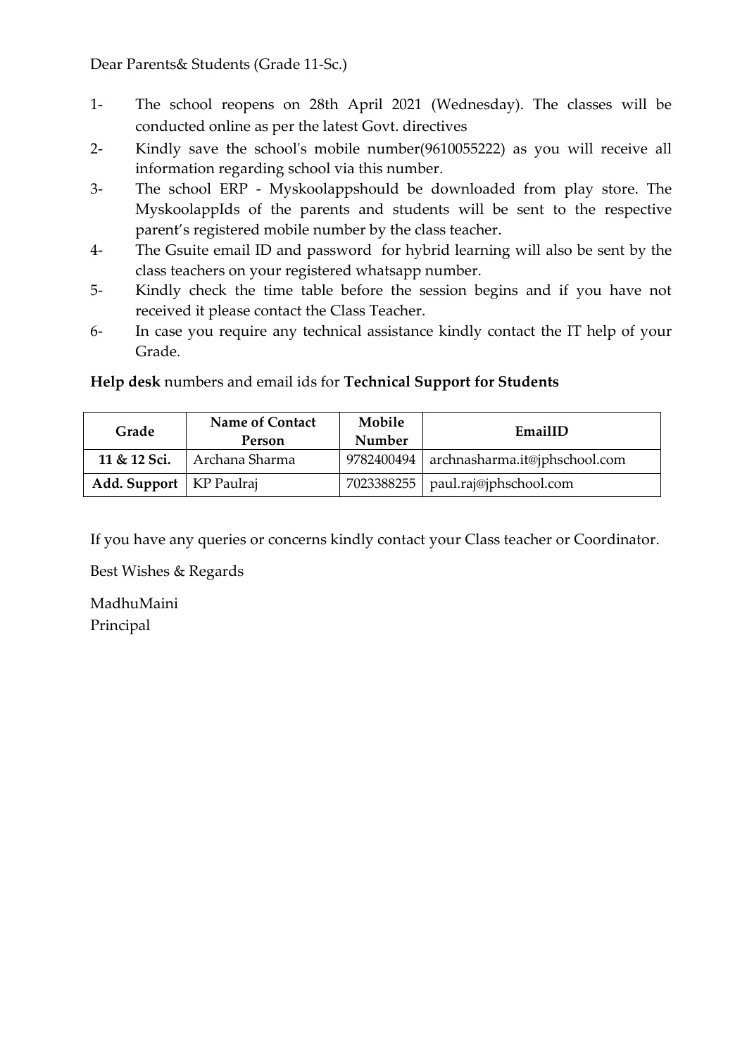Dear Parents& Students (Grade 11-Sc.)

1- The school reopens on 28th April 2021 (Wednesday). The classes will be conducted online as per the latest Govt. directives
2- Kindly save the school's mobile number(9610055222) as you will receive all information regarding school via this number.
3- The school ERP - Myskoolappshould be downloaded from play store. The MyskoolappIds of the parents and students will be sent to the respective parent's registered mobile number by the class teacher.
4- The Gsuite email ID and password for hybrid learning will also be sent by the class teachers on your registered whatsapp number.
5- Kindly check the time table before the session begins and if you have not received it please contact the Class Teacher.
6- In case you require any technical assistance kindly contact the IT help of your Grade.

**Help desk** numbers and email ids for **Technical Support for Students**

| Grade | Name of Contact Person | Mobile Number | EmailID |
|---|---|---|---|
| **11 & 12 Sci.** | Archana Sharma | 9782400494 | archnasharma.it@jphschool.com |
| **Add. Support** | KP Paulraj | 7023388255 | paul.raj@jphschool.com |

If you have any queries or concerns kindly contact your Class teacher or Coordinator.

Best Wishes & Regards

MadhuMaini
Principal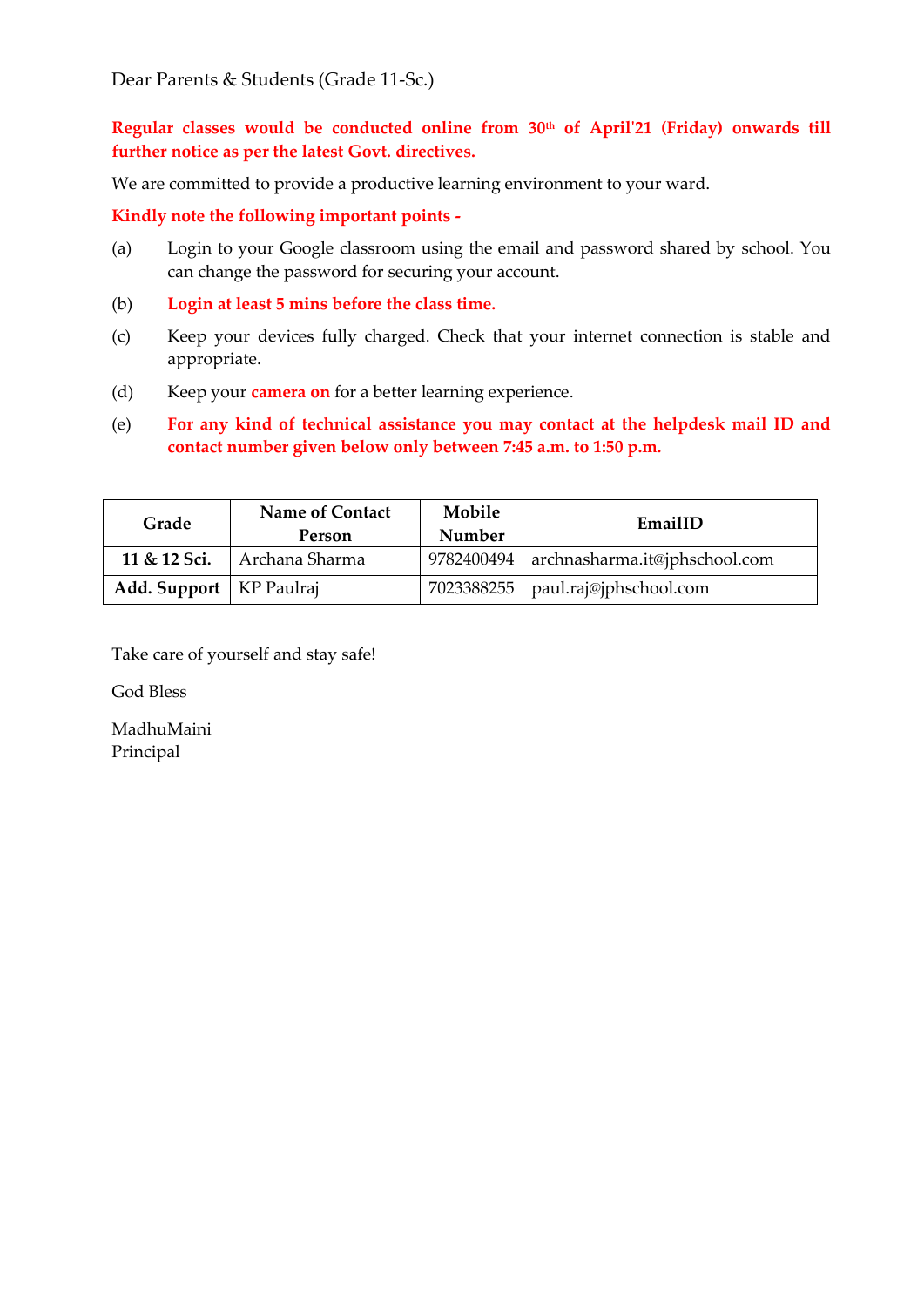Dear Parents & Students (Grade 11-Sc.)

**Regular classes would be conducted online from 30th of April'21 (Friday) onwards till further notice as per the latest Govt. directives.**

We are committed to provide a productive learning environment to your ward.

**Kindly note the following important points -**

(a) Login to your Google classroom using the email and password shared by school. You can change the password for securing your account.

(b) **Login at least 5 mins before the class time.**

(c) Keep your devices fully charged. Check that your internet connection is stable and appropriate.

(d) Keep your **camera on** for a better learning experience.

(e) **For any kind of technical assistance you may contact at the helpdesk mail ID and contact number given below only between 7:45 a.m. to 1:50 p.m.**

| Grade | Name of Contact Person | Mobile Number | EmailID |
|---|---|---|---|
| **11 & 12 Sci.** | Archana Sharma | 9782400494 | archnasharma.it@jphschool.com |
| **Add. Support** | KP Paulraj | 7023388255 | paul.raj@jphschool.com |

Take care of yourself and stay safe!

God Bless

MadhuMaini
Principal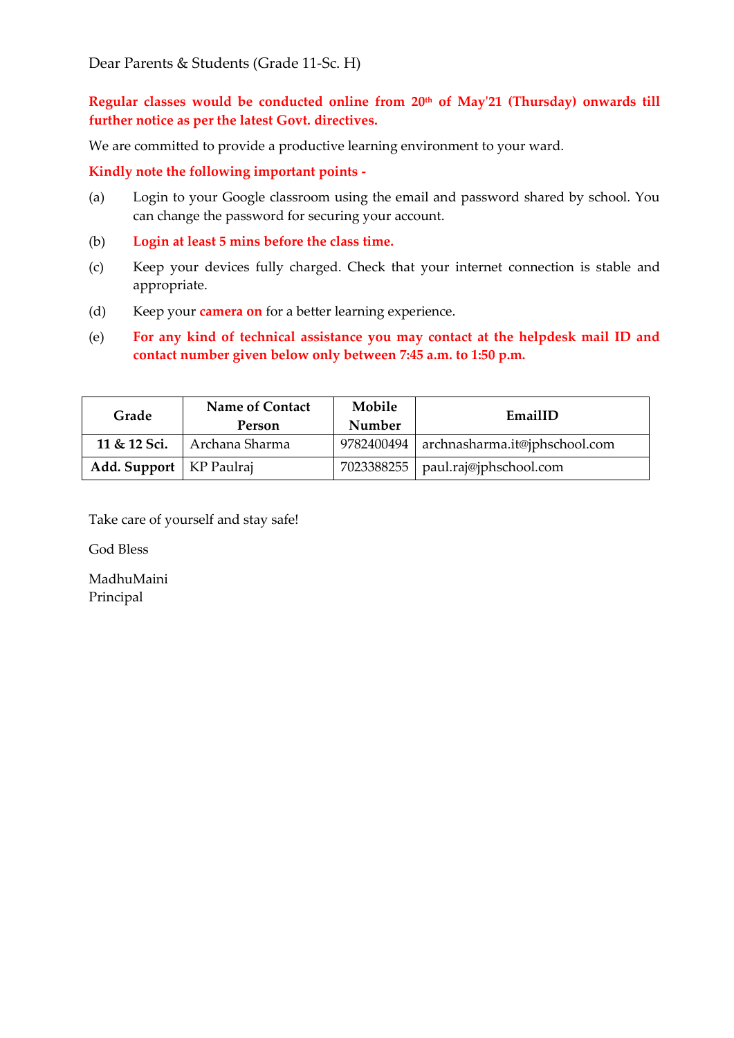Dear Parents & Students (Grade 11-Sc. H)

**Regular classes would be conducted online from 20th of May'21 (Thursday) onwards till further notice as per the latest Govt. directives.**

We are committed to provide a productive learning environment to your ward.

**Kindly note the following important points -**

(a) Login to your Google classroom using the email and password shared by school. You can change the password for securing your account.

(b) **Login at least 5 mins before the class time.**

(c) Keep your devices fully charged. Check that your internet connection is stable and appropriate.

(d) Keep your **camera on** for a better learning experience.

(e) **For any kind of technical assistance you may contact at the helpdesk mail ID and contact number given below only between 7:45 a.m. to 1:50 p.m.**

| Grade | Name of Contact Person | Mobile Number | EmailID |
|---|---|---|---|
| **11 & 12 Sci.** | Archana Sharma | 9782400494 | archnasharma.it@jphschool.com |
| **Add. Support** | KP Paulraj | 7023388255 | paul.raj@jphschool.com |

Take care of yourself and stay safe!

God Bless

MadhuMaini
Principal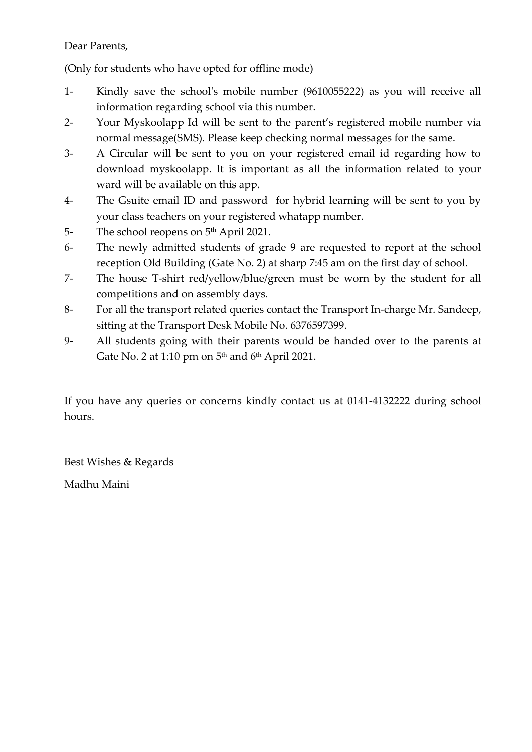Dear Parents,

(Only for students who have opted for offline mode)

1- Kindly save the school's mobile number (9610055222) as you will receive all information regarding school via this number.
2- Your Myskoolapp Id will be sent to the parent's registered mobile number via normal message(SMS). Please keep checking normal messages for the same.
3- A Circular will be sent to you on your registered email id regarding how to download myskoolapp. It is important as all the information related to your ward will be available on this app.
4- The Gsuite email ID and password for hybrid learning will be sent to you by your class teachers on your registered whatapp number.
5- The school reopens on 5th April 2021.
6- The newly admitted students of grade 9 are requested to report at the school reception Old Building (Gate No. 2) at sharp 7:45 am on the first day of school.
7- The house T-shirt red/yellow/blue/green must be worn by the student for all competitions and on assembly days.
8- For all the transport related queries contact the Transport In-charge Mr. Sandeep, sitting at the Transport Desk Mobile No. 6376597399.
9- All students going with their parents would be handed over to the parents at Gate No. 2 at 1:10 pm on 5th and 6th April 2021.

If you have any queries or concerns kindly contact us at 0141-4132222 during school hours.

Best Wishes & Regards

Madhu Maini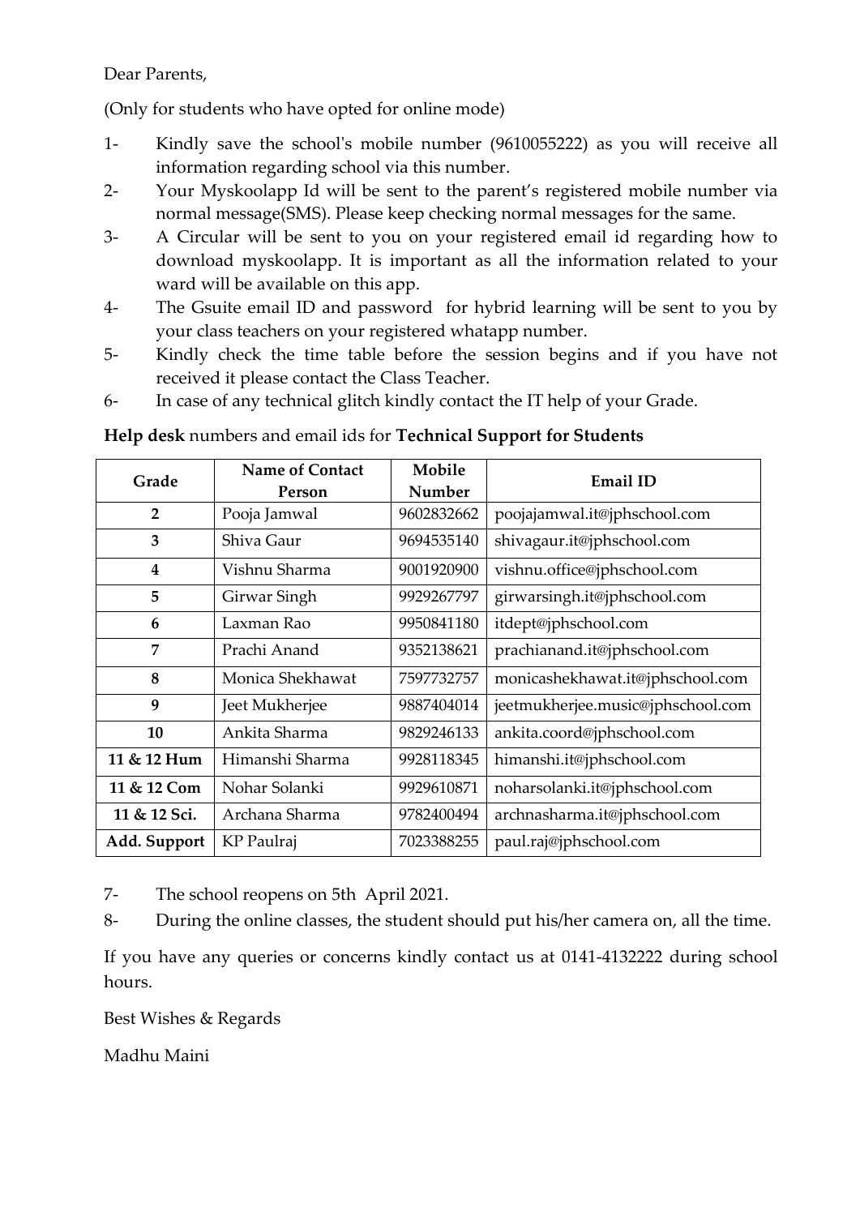Dear Parents,

(Only for students who have opted for online mode)

1- Kindly save the school's mobile number (9610055222) as you will receive all information regarding school via this number.
2- Your Myskoolapp Id will be sent to the parent's registered mobile number via normal message(SMS). Please keep checking normal messages for the same.
3- A Circular will be sent to you on your registered email id regarding how to download myskoolapp. It is important as all the information related to your ward will be available on this app.
4- The Gsuite email ID and password for hybrid learning will be sent to you by your class teachers on your registered whatapp number.
5- Kindly check the time table before the session begins and if you have not received it please contact the Class Teacher.
6- In case of any technical glitch kindly contact the IT help of your Grade.

**Help desk** numbers and email ids for **Technical Support for Students**

| Grade | Name of Contact Person | Mobile Number | Email ID |
|---|---|---|---|
| **2** | Pooja Jamwal | 9602832662 | poojajamwal.it@jphschool.com |
| **3** | Shiva Gaur | 9694535140 | shivagaur.it@jphschool.com |
| **4** | Vishnu Sharma | 9001920900 | vishnu.office@jphschool.com |
| **5** | Girwar Singh | 9929267797 | girwarsingh.it@jphschool.com |
| **6** | Laxman Rao | 9950841180 | itdept@jphschool.com |
| **7** | Prachi Anand | 9352138621 | prachianand.it@jphschool.com |
| **8** | Monica Shekhawat | 7597732757 | monicashekhawat.it@jphschool.com |
| **9** | Jeet Mukherjee | 9887404014 | jeetmukherjee.music@jphschool.com |
| **10** | Ankita Sharma | 9829246133 | ankita.coord@jphschool.com |
| **11 & 12 Hum** | Himanshi Sharma | 9928118345 | himanshi.it@jphschool.com |
| **11 & 12 Com** | Nohar Solanki | 9929610871 | noharsolanki.it@jphschool.com |
| **11 & 12 Sci.** | Archana Sharma | 9782400494 | archnasharma.it@jphschool.com |
| **Add. Support** | KP Paulraj | 7023388255 | paul.raj@jphschool.com |

7- The school reopens on 5th April 2021.
8- During the online classes, the student should put his/her camera on, all the time.

If you have any queries or concerns kindly contact us at 0141-4132222 during school hours.

Best Wishes & Regards

Madhu Maini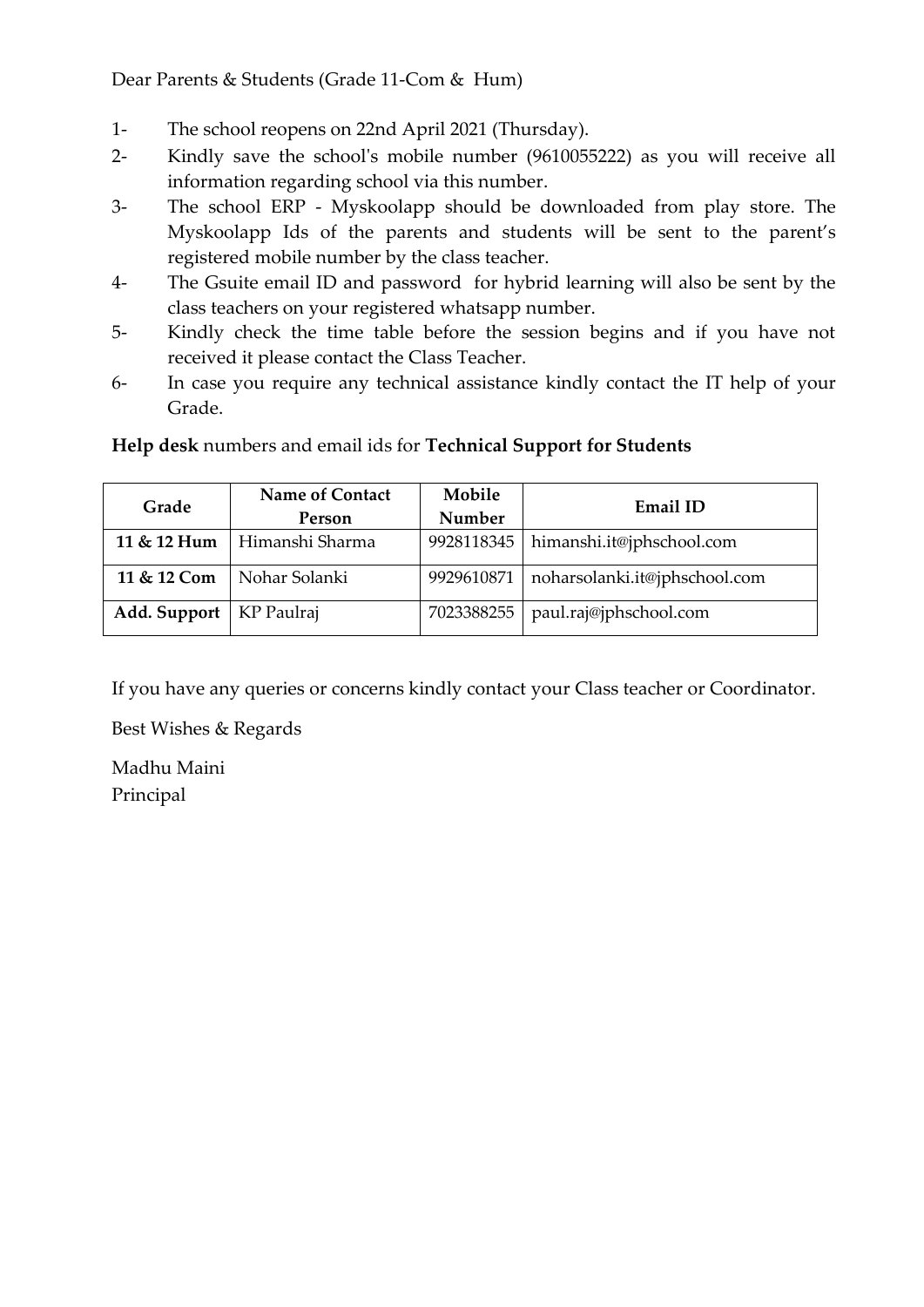Dear Parents & Students (Grade 11-Com & Hum)

1- The school reopens on 22nd April 2021 (Thursday).
2- Kindly save the school's mobile number (9610055222) as you will receive all information regarding school via this number.
3- The school ERP - Myskoolapp should be downloaded from play store. The Myskoolapp Ids of the parents and students will be sent to the parent's registered mobile number by the class teacher.
4- The Gsuite email ID and password for hybrid learning will also be sent by the class teachers on your registered whatsapp number.
5- Kindly check the time table before the session begins and if you have not received it please contact the Class Teacher.
6- In case you require any technical assistance kindly contact the IT help of your Grade.

**Help desk** numbers and email ids for **Technical Support for Students**

| Grade | Name of Contact Person | Mobile Number | Email ID |
|---|---|---|---|
| **11 & 12 Hum** | Himanshi Sharma | 9928118345 | himanshi.it@jphschool.com |
| **11 & 12 Com** | Nohar Solanki | 9929610871 | noharsolanki.it@jphschool.com |
| **Add. Support** | KP Paulraj | 7023388255 | paul.raj@jphschool.com |

If you have any queries or concerns kindly contact your Class teacher or Coordinator.

Best Wishes & Regards

Madhu Maini
Principal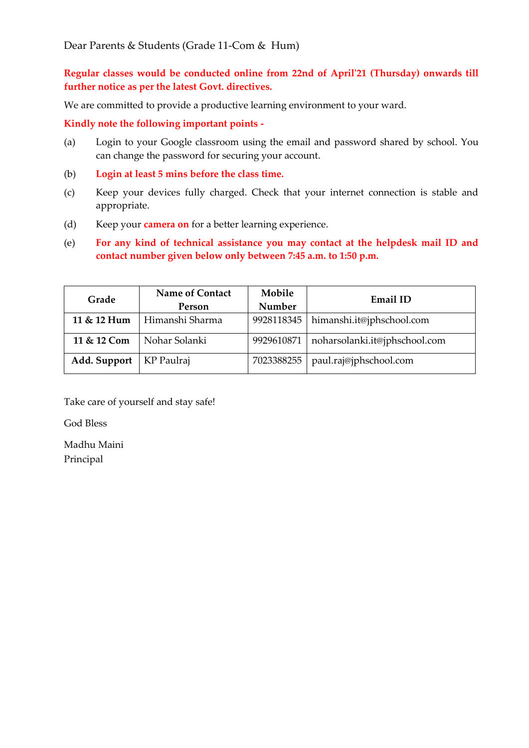Dear Parents & Students (Grade 11-Com & Hum)

**Regular classes would be conducted online from 22nd of April'21 (Thursday) onwards till further notice as per the latest Govt. directives.**

We are committed to provide a productive learning environment to your ward.

**Kindly note the following important points -**

(a) Login to your Google classroom using the email and password shared by school. You can change the password for securing your account.

(b) **Login at least 5 mins before the class time.**

(c) Keep your devices fully charged. Check that your internet connection is stable and appropriate.

(d) Keep your **camera on** for a better learning experience.

(e) **For any kind of technical assistance you may contact at the helpdesk mail ID and contact number given below only between 7:45 a.m. to 1:50 p.m.**

| Grade | Name of Contact Person | Mobile Number | Email ID |
|---|---|---|---|
| **11 & 12 Hum** | Himanshi Sharma | 9928118345 | himanshi.it@jphschool.com |
| **11 & 12 Com** | Nohar Solanki | 9929610871 | noharsolanki.it@jphschool.com |
| **Add. Support** | KP Paulraj | 7023388255 | paul.raj@jphschool.com |

Take care of yourself and stay safe!

God Bless

Madhu Maini
Principal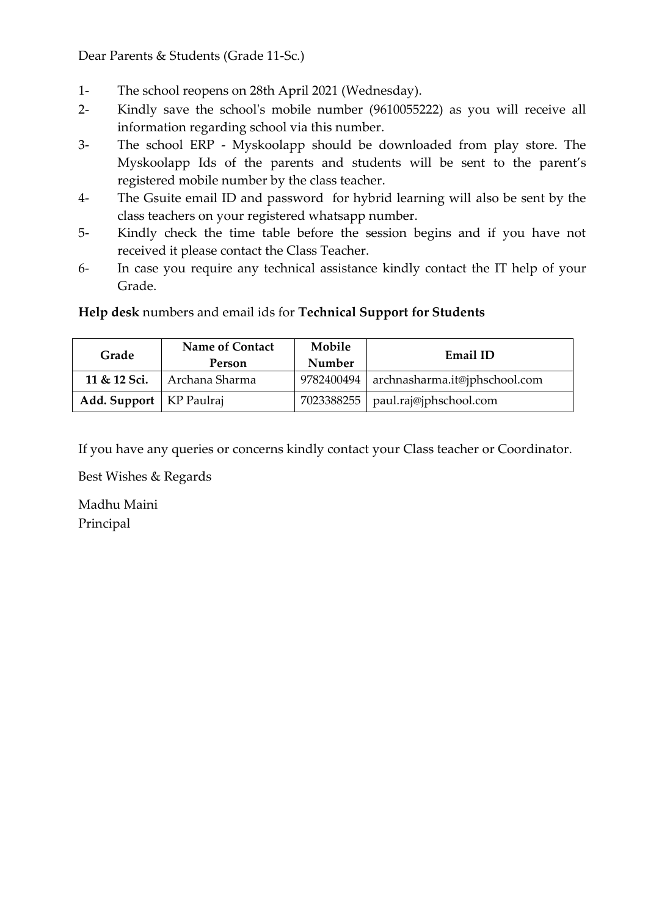Dear Parents & Students (Grade 11-Sc.)

1- The school reopens on 28th April 2021 (Wednesday).
2- Kindly save the school's mobile number (9610055222) as you will receive all information regarding school via this number.
3- The school ERP - Myskoolapp should be downloaded from play store. The Myskoolapp Ids of the parents and students will be sent to the parent's registered mobile number by the class teacher.
4- The Gsuite email ID and password for hybrid learning will also be sent by the class teachers on your registered whatsapp number.
5- Kindly check the time table before the session begins and if you have not received it please contact the Class Teacher.
6- In case you require any technical assistance kindly contact the IT help of your Grade.

**Help desk** numbers and email ids for **Technical Support for Students**

| Grade | Name of Contact Person | Mobile Number | Email ID |
|---|---|---|---|
| **11 & 12 Sci.** | Archana Sharma | 9782400494 | archnasharma.it@jphschool.com |
| **Add. Support** | KP Paulraj | 7023388255 | paul.raj@jphschool.com |

If you have any queries or concerns kindly contact your Class teacher or Coordinator.

Best Wishes & Regards

Madhu Maini
Principal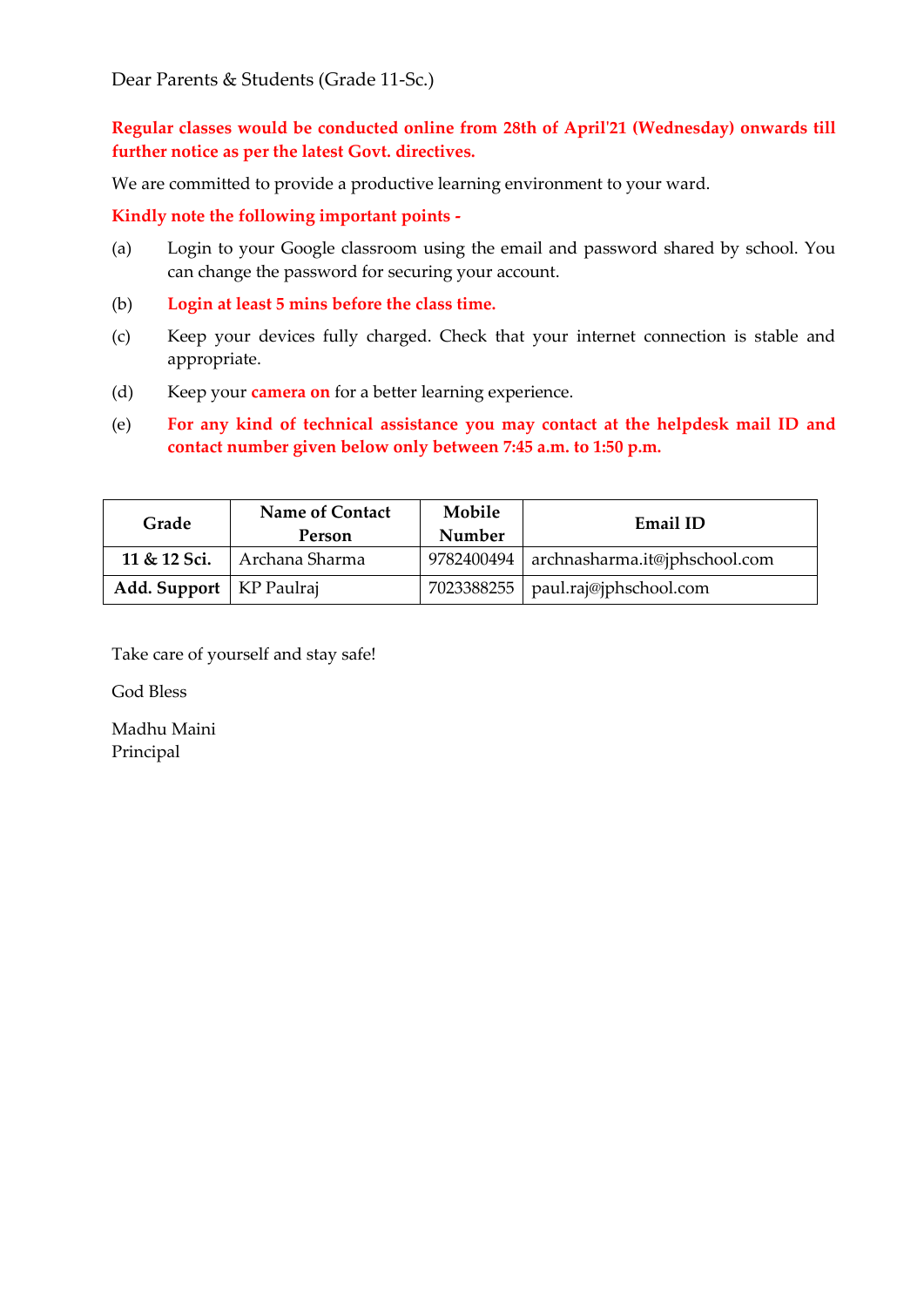Dear Parents & Students (Grade 11-Sc.)

**Regular classes would be conducted online from 28th of April'21 (Wednesday) onwards till further notice as per the latest Govt. directives.**

We are committed to provide a productive learning environment to your ward.

**Kindly note the following important points -**

(a) Login to your Google classroom using the email and password shared by school. You can change the password for securing your account.

(b) **Login at least 5 mins before the class time.**

(c) Keep your devices fully charged. Check that your internet connection is stable and appropriate.

(d) Keep your **camera on** for a better learning experience.

(e) **For any kind of technical assistance you may contact at the helpdesk mail ID and contact number given below only between 7:45 a.m. to 1:50 p.m.**

| Grade | Name of Contact Person | Mobile Number | Email ID |
|---|---|---|---|
| **11 & 12 Sci.** | Archana Sharma | 9782400494 | archnasharma.it@jphschool.com |
| **Add. Support** | KP Paulraj | 7023388255 | paul.raj@jphschool.com |

Take care of yourself and stay safe!

God Bless

Madhu Maini
Principal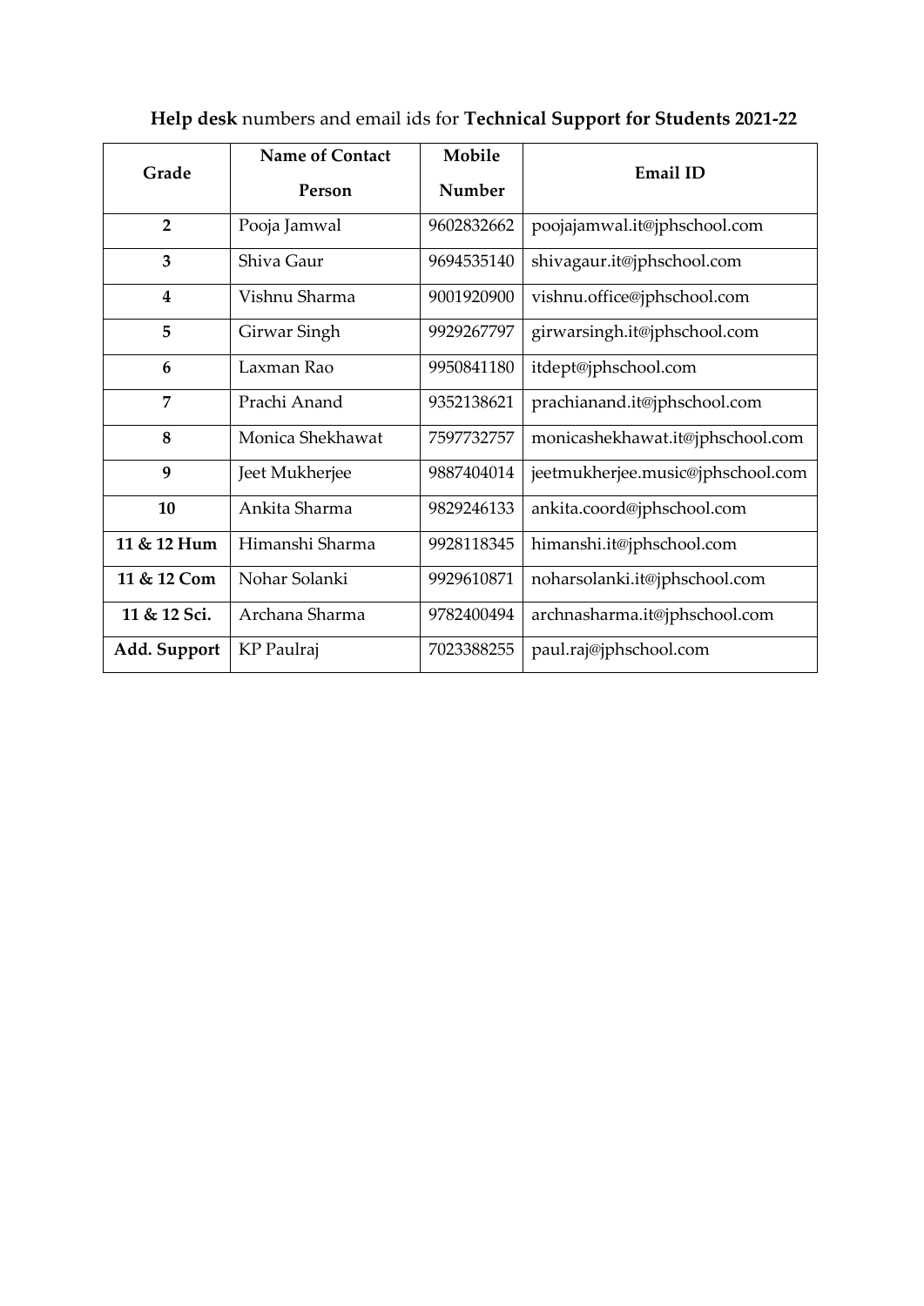**Help desk** numbers and email ids for **Technical Support for Students 2021-22**

| Grade | Name of Contact Person | Mobile Number | Email ID |
|---|---|---|---|
| **2** | Pooja Jamwal | 9602832662 | poojajamwal.it@jphschool.com |
| **3** | Shiva Gaur | 9694535140 | shivagaur.it@jphschool.com |
| **4** | Vishnu Sharma | 9001920900 | vishnu.office@jphschool.com |
| **5** | Girwar Singh | 9929267797 | girwarsingh.it@jphschool.com |
| **6** | Laxman Rao | 9950841180 | itdept@jphschool.com |
| **7** | Prachi Anand | 9352138621 | prachianand.it@jphschool.com |
| **8** | Monica Shekhawat | 7597732757 | monicashekhawat.it@jphschool.com |
| **9** | Jeet Mukherjee | 9887404014 | jeetmukherjee.music@jphschool.com |
| **10** | Ankita Sharma | 9829246133 | ankita.coord@jphschool.com |
| **11 & 12 Hum** | Himanshi Sharma | 9928118345 | himanshi.it@jphschool.com |
| **11 & 12 Com** | Nohar Solanki | 9929610871 | noharsolanki.it@jphschool.com |
| **11 & 12 Sci.** | Archana Sharma | 9782400494 | archnasharma.it@jphschool.com |
| **Add. Support** | KP Paulraj | 7023388255 | paul.raj@jphschool.com |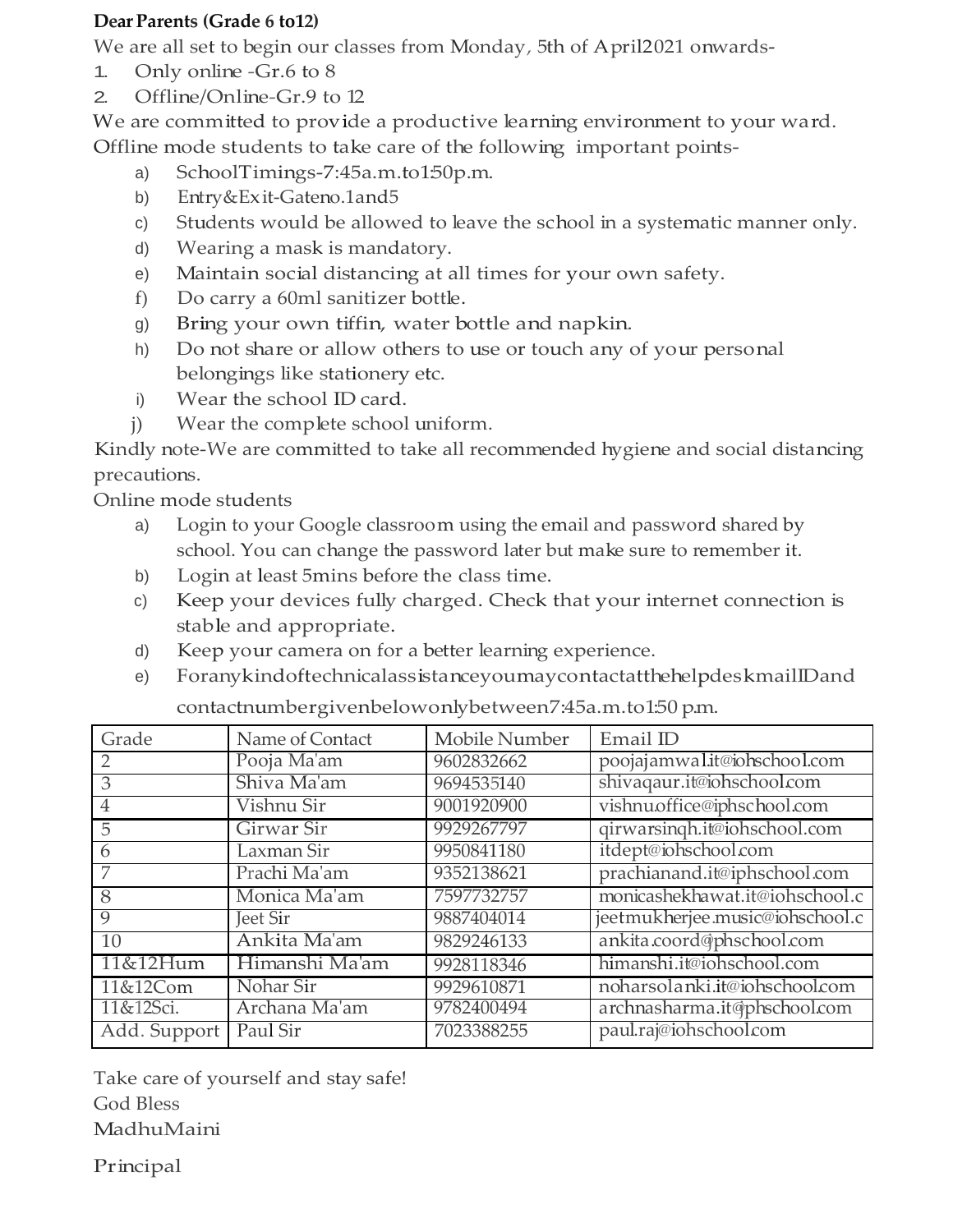**Dear Parents (Grade 6 to12)**

We are all set to begin our classes from Monday, 5th of April2021 onwards-

1. Only online -Gr.6 to 8
2. Offline/Online-Gr.9 to 12

We are committed to provide a productive learning environment to your ward.

Offline mode students to take care of the following important points-

a) SchoolTimings-7:45a.m.to1:50p.m.
b) Entry&Exit-Gateno.1and5
c) Students would be allowed to leave the school in a systematic manner only.
d) Wearing a mask is mandatory.
e) Maintain social distancing at all times for your own safety.
f) Do carry a 60ml sanitizer bottle.
g) Bring your own tiffin, water bottle and napkin.
h) Do not share or allow others to use or touch any of your personal belongings like stationery etc.
i) Wear the school ID card.
j) Wear the complete school uniform.

Kindly note-We are committed to take all recommended hygiene and social distancing precautions.

Online mode students

a) Login to your Google classroom using the email and password shared by school. You can change the password later but make sure to remember it.
b) Login at least 5mins before the class time.
c) Keep your devices fully charged. Check that your internet connection is stable and appropriate.
d) Keep your camera on for a better learning experience.
e) ForanykindoftechnicalassistanceyoumaycontactatthehelpdeskmailIDand contactnumbergivenbelowonlybetween7:45a.m.to1:50 p.m.

| Grade | Name of Contact | Mobile Number | Email ID |
|---|---|---|---|
| 2 | Pooja Ma'am | 9602832662 | poojajamwal.it@iohschool.com |
| 3 | Shiva Ma'am | 9694535140 | shivaqaur.it@iohschool.com |
| 4 | Vishnu Sir | 9001920900 | vishnu.office@iphschool.com |
| 5 | Girwar Sir | 9929267797 | qirwarsinqh.it@iohschool.com |
| 6 | Laxman Sir | 9950841180 | itdept@iohschool.com |
| 7 | Prachi Ma'am | 9352138621 | prachianand.it@iphschool.com |
| 8 | Monica Ma'am | 7597732757 | monicashekhawat.it@iohschool.c |
| 9 | Jeet Sir | 9887404014 | jeetmukherjee.music@iohschool.c |
| 10 | Ankita Ma'am | 9829246133 | ankita.coord@phschool.com |
| 11&12Hum | Himanshi Ma'am | 9928118346 | himanshi.it@iohschool.com |
| 11&12Com | Nohar Sir | 9929610871 | noharsolanki.it@iohschool.com |
| 11&12Sci. | Archana Ma'am | 9782400494 | archnasharma.it@phschool.com |
| Add. Support | Paul Sir | 7023388255 | paul.raj@iohschool.com |

Take care of yourself and stay safe!

God Bless

MadhuMaini

Principal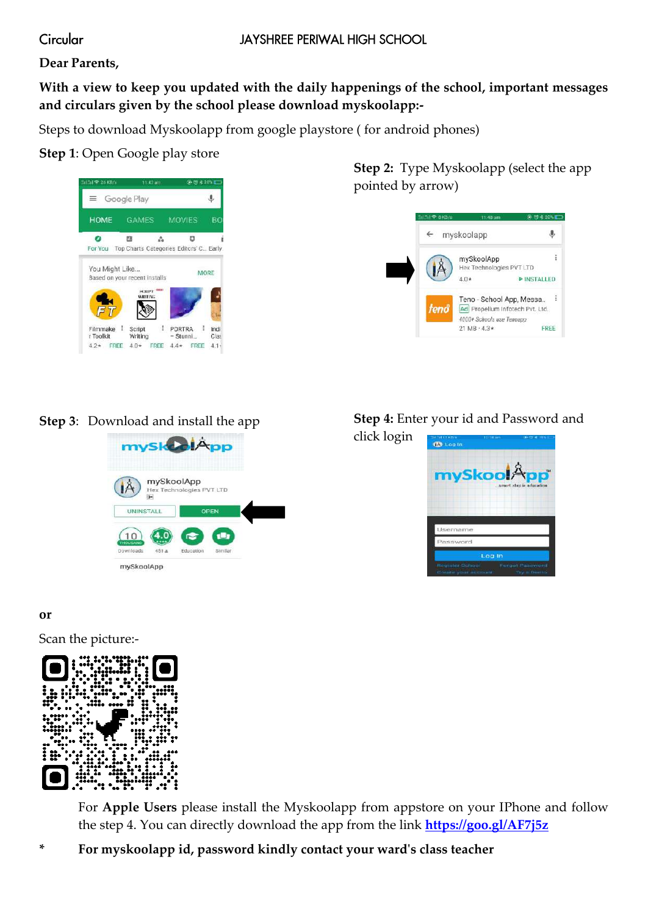Circular JAYSHREE PERIWAL HIGH SCHOOL

**Dear Parents,**

**With a view to keep you updated with the daily happenings of the school, important messages and circulars given by the school please download myskoolapp:-**

Steps to download Myskoolapp from google playstore ( for android phones)

**Step 1**: Open Google play store

**Step 2:** Type Myskoolapp (select the app pointed by arrow)

**Step 3**: Download and install the app

**Step 4:** Enter your id and Password and click login

**or**

Scan the picture:-

For **Apple Users** please install the Myskoolapp from appstore on your IPhone and follow the step 4. You can directly download the app from the link [https://goo.gl/AF7j5z](https://goo.gl/AF7j5z)

\* **For myskoolapp id, password kindly contact your ward's class teacher**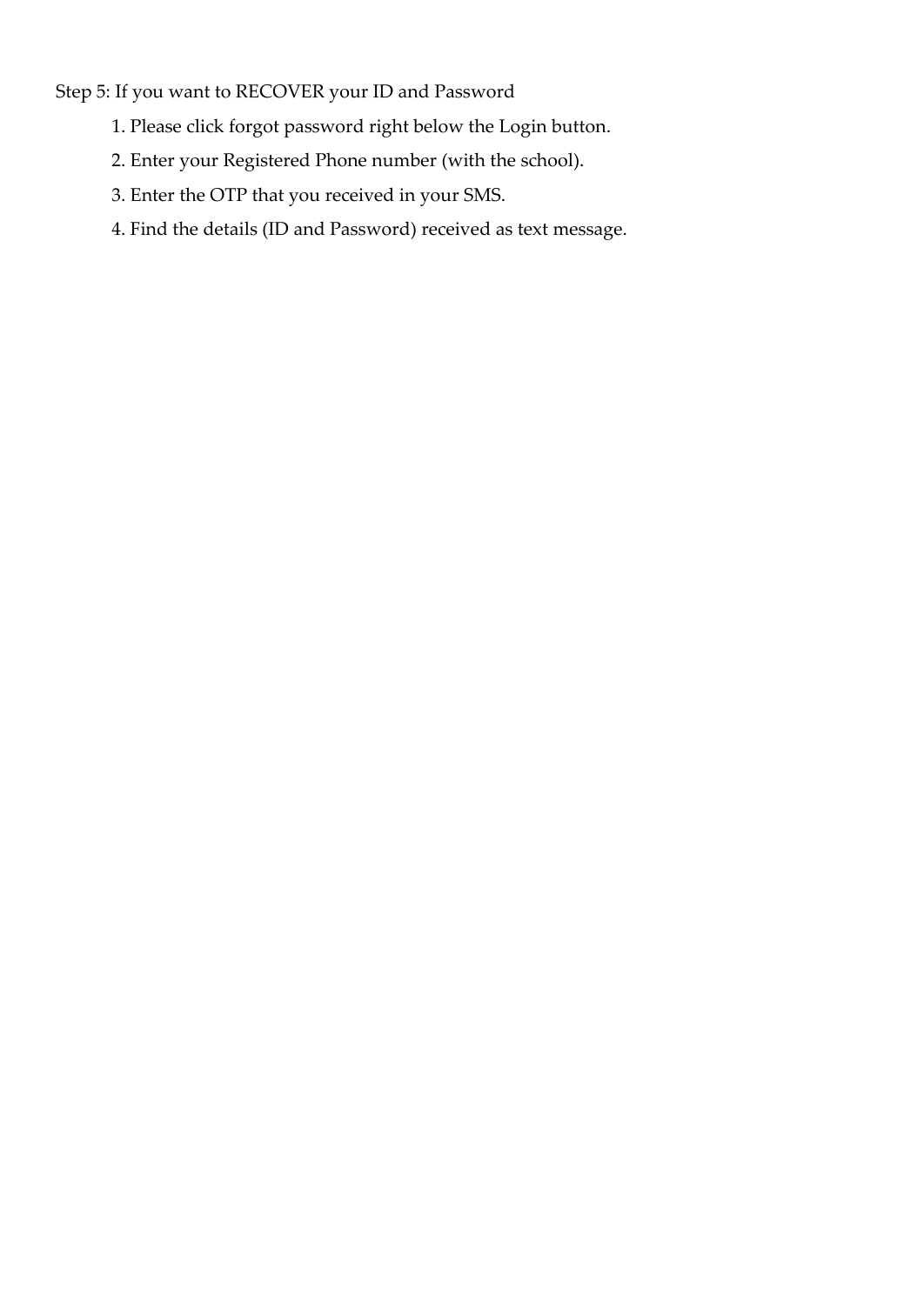Step 5: If you want to RECOVER your ID and Password

1. Please click forgot password right below the Login button.
2. Enter your Registered Phone number (with the school).
3. Enter the OTP that you received in your SMS.
4. Find the details (ID and Password) received as text message.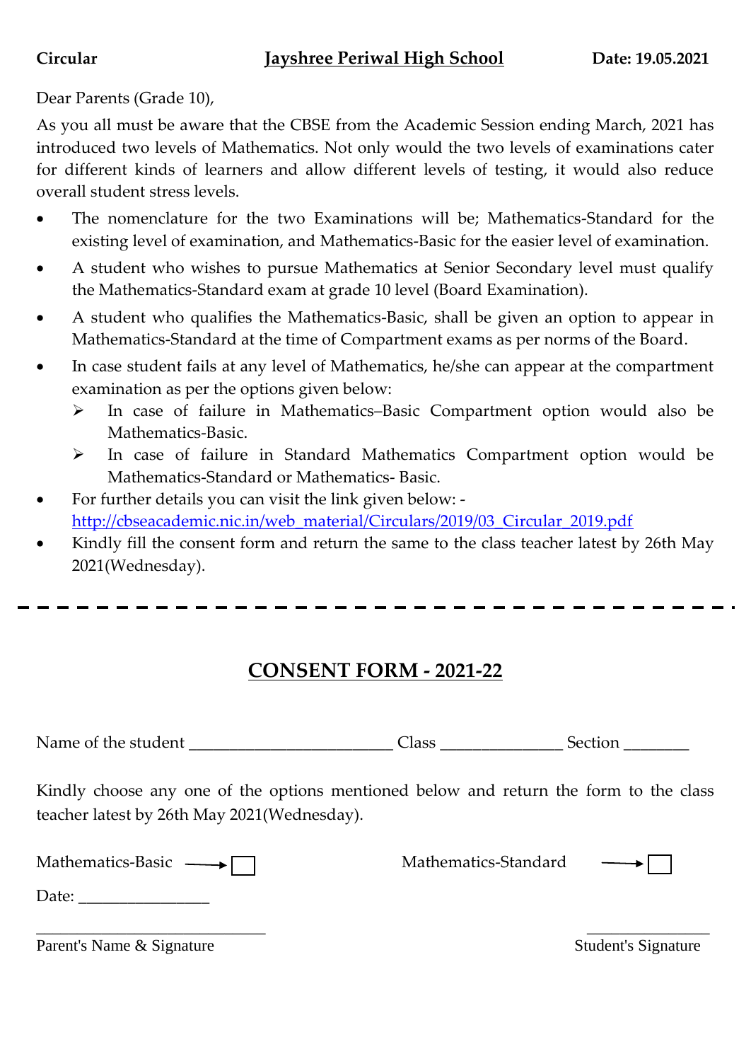**Circular** **Jayshree Periwal High School** **Date: 19.05.2021**

Dear Parents (Grade 10),

As you all must be aware that the CBSE from the Academic Session ending March, 2021 has introduced two levels of Mathematics. Not only would the two levels of examinations cater for different kinds of learners and allow different levels of testing, it would also reduce overall student stress levels.

- The nomenclature for the two Examinations will be; Mathematics-Standard for the existing level of examination, and Mathematics-Basic for the easier level of examination.
- A student who wishes to pursue Mathematics at Senior Secondary level must qualify the Mathematics-Standard exam at grade 10 level (Board Examination).
- A student who qualifies the Mathematics-Basic, shall be given an option to appear in Mathematics-Standard at the time of Compartment exams as per norms of the Board.
- In case student fails at any level of Mathematics, he/she can appear at the compartment examination as per the options given below:
  - In case of failure in Mathematics–Basic Compartment option would also be Mathematics-Basic.
  - In case of failure in Standard Mathematics Compartment option would be Mathematics-Standard or Mathematics- Basic.
- For further details you can visit the link given below: - [http://cbseacademic.nic.in/web_material/Circulars/2019/03_Circular_2019.pdf](http://cbseacademic.nic.in/web_material/Circulars/2019/03_Circular_2019.pdf)
- Kindly fill the consent form and return the same to the class teacher latest by 26th May 2021(Wednesday).

---

## CONSENT FORM - 2021-22

Name of the student ________________________ Class ______________ Section ________

Kindly choose any one of the options mentioned below and return the form to the class teacher latest by 26th May 2021(Wednesday).

Mathematics-Basic → ☐ Mathematics-Standard → ☐

Date: _______________

_____________________________ _______________

Parent's Name & Signature Student's Signature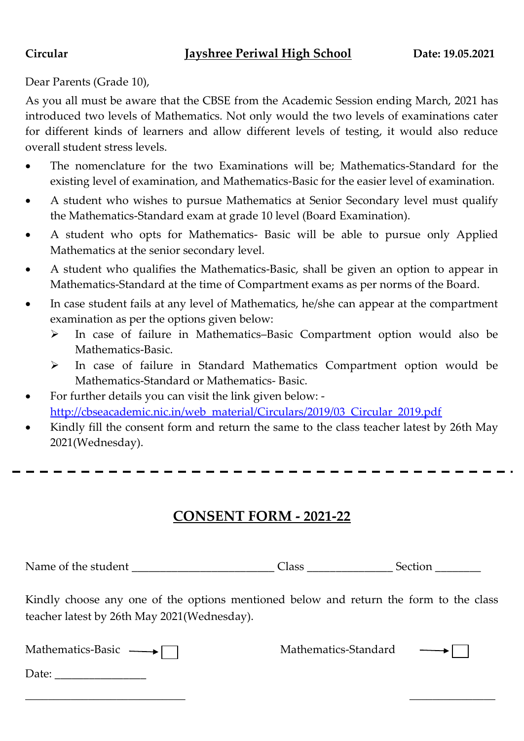**Circular** | **Jayshree Periwal High School** | **Date: 19.05.2021**

Dear Parents (Grade 10),

As you all must be aware that the CBSE from the Academic Session ending March, 2021 has introduced two levels of Mathematics. Not only would the two levels of examinations cater for different kinds of learners and allow different levels of testing, it would also reduce overall student stress levels.

- The nomenclature for the two Examinations will be; Mathematics-Standard for the existing level of examination, and Mathematics-Basic for the easier level of examination.
- A student who wishes to pursue Mathematics at Senior Secondary level must qualify the Mathematics-Standard exam at grade 10 level (Board Examination).
- A student who opts for Mathematics- Basic will be able to pursue only Applied Mathematics at the senior secondary level.
- A student who qualifies the Mathematics-Basic, shall be given an option to appear in Mathematics-Standard at the time of Compartment exams as per norms of the Board.
- In case student fails at any level of Mathematics, he/she can appear at the compartment examination as per the options given below:
  - In case of failure in Mathematics–Basic Compartment option would also be Mathematics-Basic.
  - In case of failure in Standard Mathematics Compartment option would be Mathematics-Standard or Mathematics- Basic.
- For further details you can visit the link given below: -
  http://cbseacademic.nic.in/web_material/Circulars/2019/03_Circular_2019.pdf
- Kindly fill the consent form and return the same to the class teacher latest by 26th May 2021(Wednesday).

---

## CONSENT FORM - 2021-22

Name of the student ________________________ Class ______________ Section ________

Kindly choose any one of the options mentioned below and return the form to the class teacher latest by 26th May 2021(Wednesday).

Mathematics-Basic ⟶ ☐ Mathematics-Standard ⟶ ☐

Date: ________________

_____________________________ _______________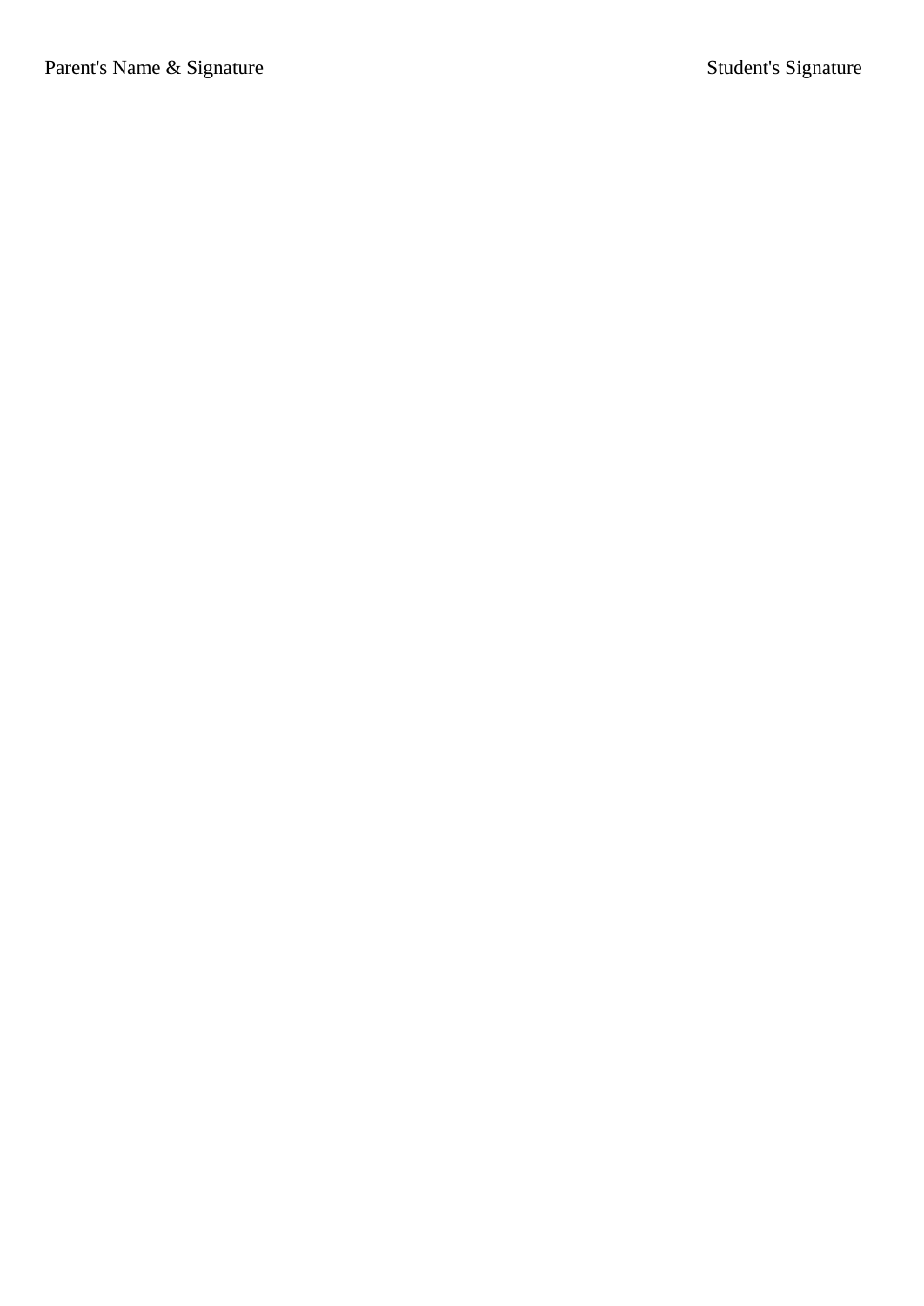Parent's Name & Signature Student's Signature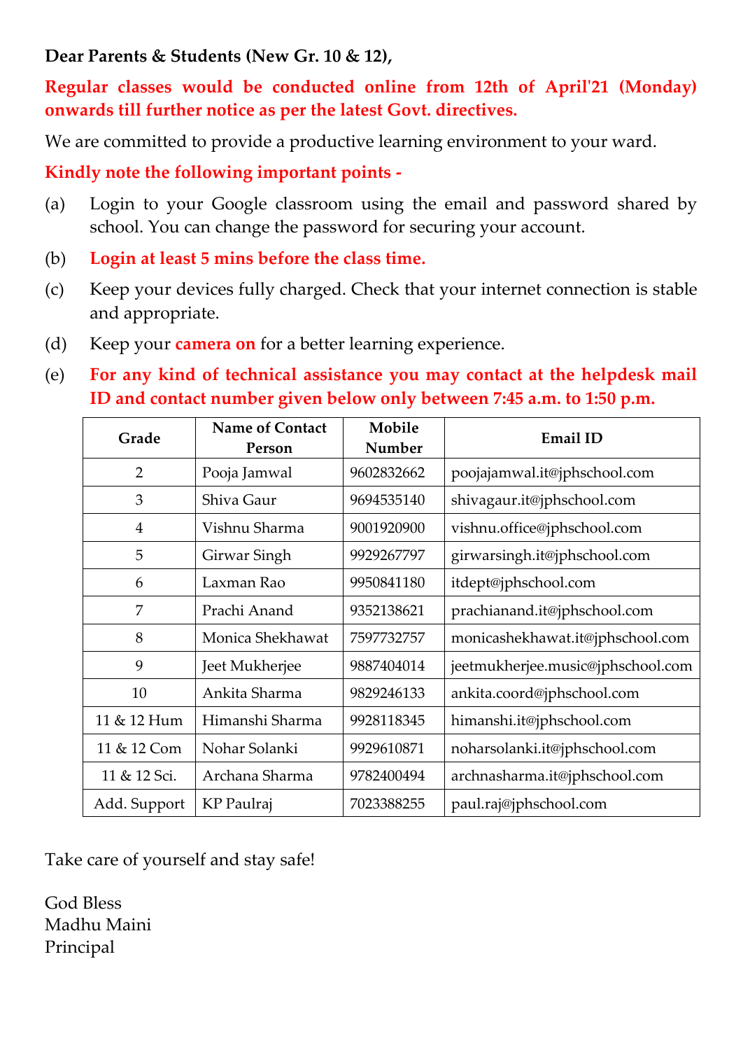**Dear Parents & Students (New Gr. 10 & 12),**

**Regular classes would be conducted online from 12th of April'21 (Monday) onwards till further notice as per the latest Govt. directives.**

We are committed to provide a productive learning environment to your ward.

**Kindly note the following important points -**

(a) Login to your Google classroom using the email and password shared by school. You can change the password for securing your account.

(b) **Login at least 5 mins before the class time.**

(c) Keep your devices fully charged. Check that your internet connection is stable and appropriate.

(d) Keep your **camera on** for a better learning experience.

(e) **For any kind of technical assistance you may contact at the helpdesk mail ID and contact number given below only between 7:45 a.m. to 1:50 p.m.**

| Grade | Name of Contact Person | Mobile Number | Email ID |
|---|---|---|---|
| 2 | Pooja Jamwal | 9602832662 | poojajamwal.it@jphschool.com |
| 3 | Shiva Gaur | 9694535140 | shivagaur.it@jphschool.com |
| 4 | Vishnu Sharma | 9001920900 | vishnu.office@jphschool.com |
| 5 | Girwar Singh | 9929267797 | girwarsingh.it@jphschool.com |
| 6 | Laxman Rao | 9950841180 | itdept@jphschool.com |
| 7 | Prachi Anand | 9352138621 | prachianand.it@jphschool.com |
| 8 | Monica Shekhawat | 7597732757 | monicashekhawat.it@jphschool.com |
| 9 | Jeet Mukherjee | 9887404014 | jeetmukherjee.music@jphschool.com |
| 10 | Ankita Sharma | 9829246133 | ankita.coord@jphschool.com |
| 11 & 12 Hum | Himanshi Sharma | 9928118345 | himanshi.it@jphschool.com |
| 11 & 12 Com | Nohar Solanki | 9929610871 | noharsolanki.it@jphschool.com |
| 11 & 12 Sci. | Archana Sharma | 9782400494 | archnasharma.it@jphschool.com |
| Add. Support | KP Paulraj | 7023388255 | paul.raj@jphschool.com |

Take care of yourself and stay safe!

God Bless
Madhu Maini
Principal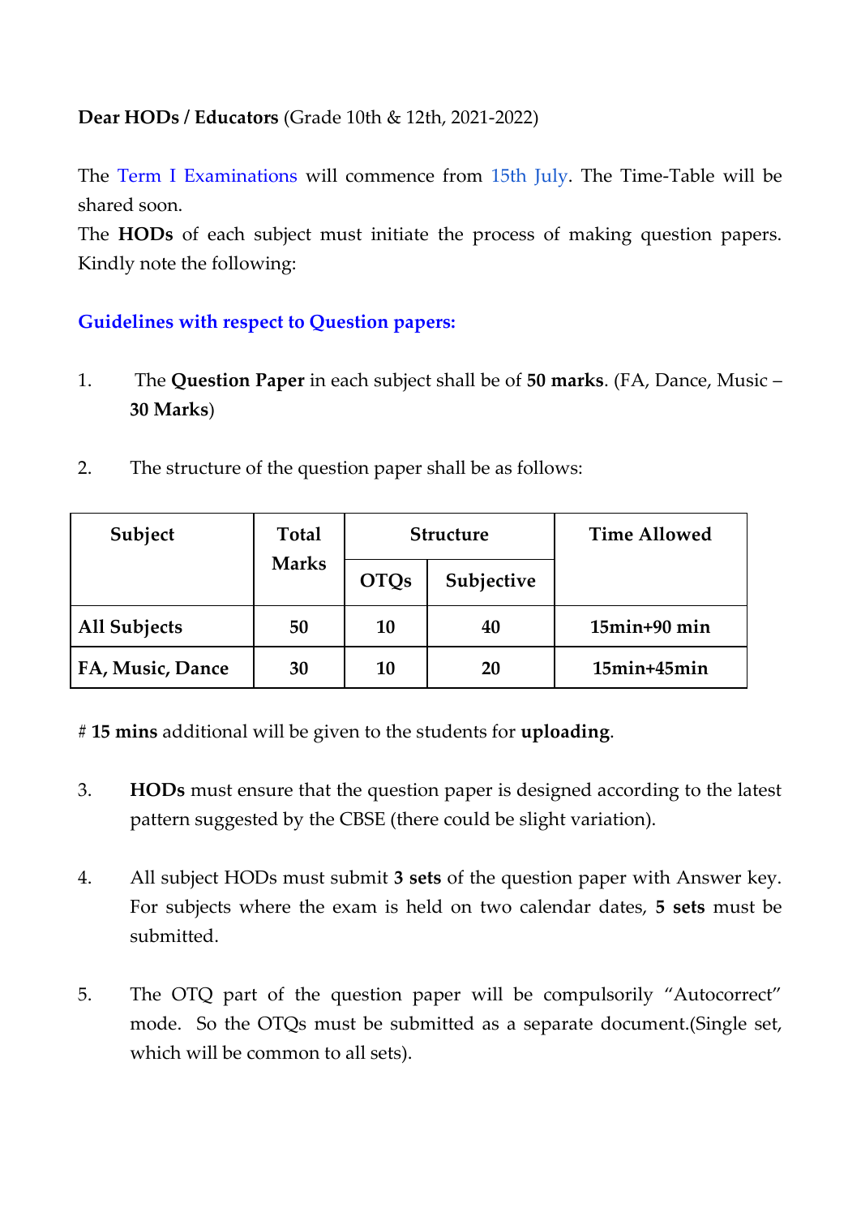**Dear HODs / Educators** (Grade 10th & 12th, 2021-2022)

The Term I Examinations will commence from 15th July. The Time-Table will be shared soon.

The **HODs** of each subject must initiate the process of making question papers. Kindly note the following:

### Guidelines with respect to Question papers:

1. The **Question Paper** in each subject shall be of **50 marks**. (FA, Dance, Music – **30 Marks**)

2. The structure of the question paper shall be as follows:

| Subject | Total Marks | Structure | | Time Allowed |
|---|---|---|---|---|
| | | OTQs | Subjective | |
| **All Subjects** | **50** | **10** | **40** | **15min+90 min** |
| **FA, Music, Dance** | **30** | **10** | **20** | **15min+45min** |

# **15 mins** additional will be given to the students for **uploading**.

3. **HODs** must ensure that the question paper is designed according to the latest pattern suggested by the CBSE (there could be slight variation).

4. All subject HODs must submit **3 sets** of the question paper with Answer key. For subjects where the exam is held on two calendar dates, **5 sets** must be submitted.

5. The OTQ part of the question paper will be compulsorily "Autocorrect" mode. So the OTQs must be submitted as a separate document.(Single set, which will be common to all sets).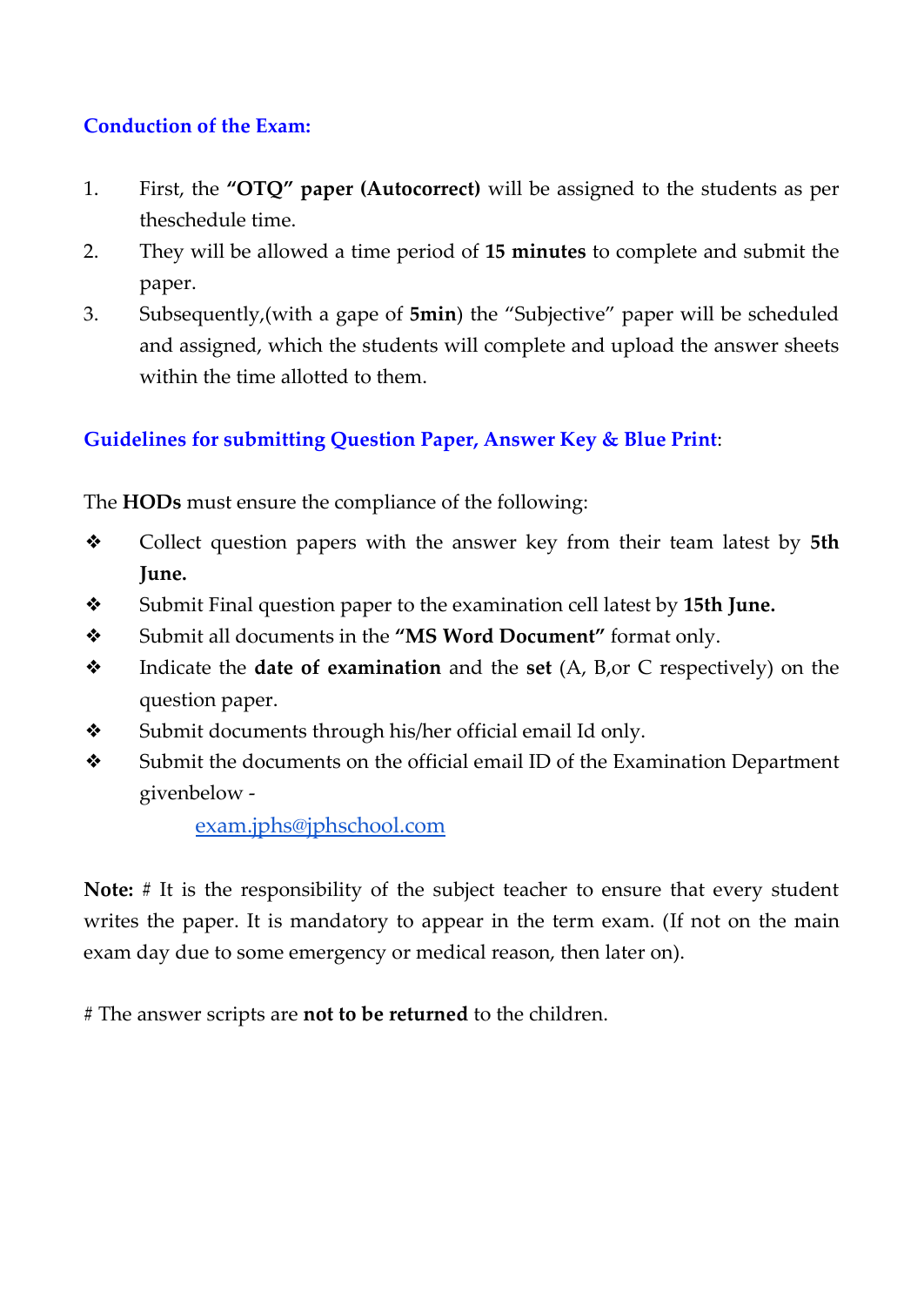## Conduction of the Exam:

1. First, the **"OTQ" paper (Autocorrect)** will be assigned to the students as per theschedule time.
2. They will be allowed a time period of **15 minutes** to complete and submit the paper.
3. Subsequently,(with a gape of **5min**) the "Subjective" paper will be scheduled and assigned, which the students will complete and upload the answer sheets within the time allotted to them.

## Guidelines for submitting Question Paper, Answer Key & Blue Print:

The **HODs** must ensure the compliance of the following:

- Collect question papers with the answer key from their team latest by **5th June.**
- Submit Final question paper to the examination cell latest by **15th June.**
- Submit all documents in the **"MS Word Document"** format only.
- Indicate the **date of examination** and the **set** (A, B,or C respectively) on the question paper.
- Submit documents through his/her official email Id only.
- Submit the documents on the official email ID of the Examination Department givenbelow -

  exam.jphs@jphschool.com

**Note:** # It is the responsibility of the subject teacher to ensure that every student writes the paper. It is mandatory to appear in the term exam. (If not on the main exam day due to some emergency or medical reason, then later on).

# The answer scripts are **not to be returned** to the children.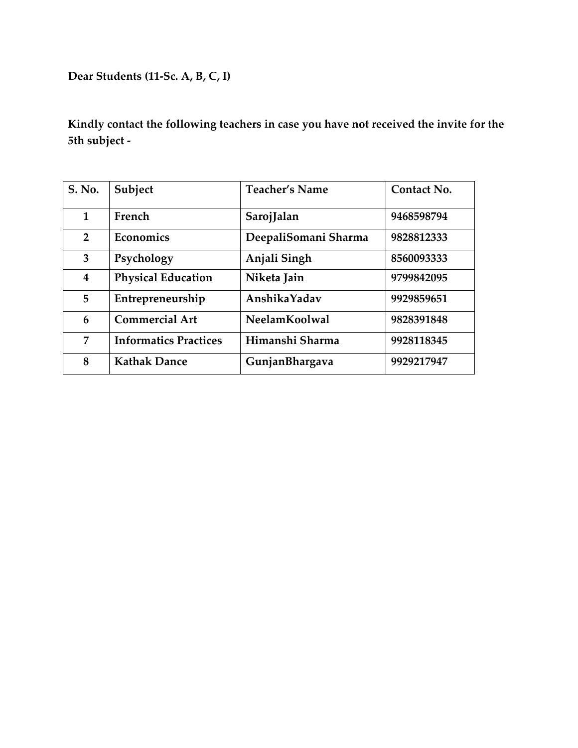**Dear Students (11-Sc. A, B, C, I)**

**Kindly contact the following teachers in case you have not received the invite for the 5th subject -**

| S. No. | Subject | Teacher's Name | Contact No. |
|---|---|---|---|
| 1 | French | SarojJalan | 9468598794 |
| 2 | Economics | DeepaliSomani Sharma | 9828812333 |
| 3 | Psychology | Anjali Singh | 8560093333 |
| 4 | Physical Education | Niketa Jain | 9799842095 |
| 5 | Entrepreneurship | AnshikaYadav | 9929859651 |
| 6 | Commercial Art | NeelamKoolwal | 9828391848 |
| 7 | Informatics Practices | Himanshi Sharma | 9928118345 |
| 8 | Kathak Dance | GunjanBhargava | 9929217947 |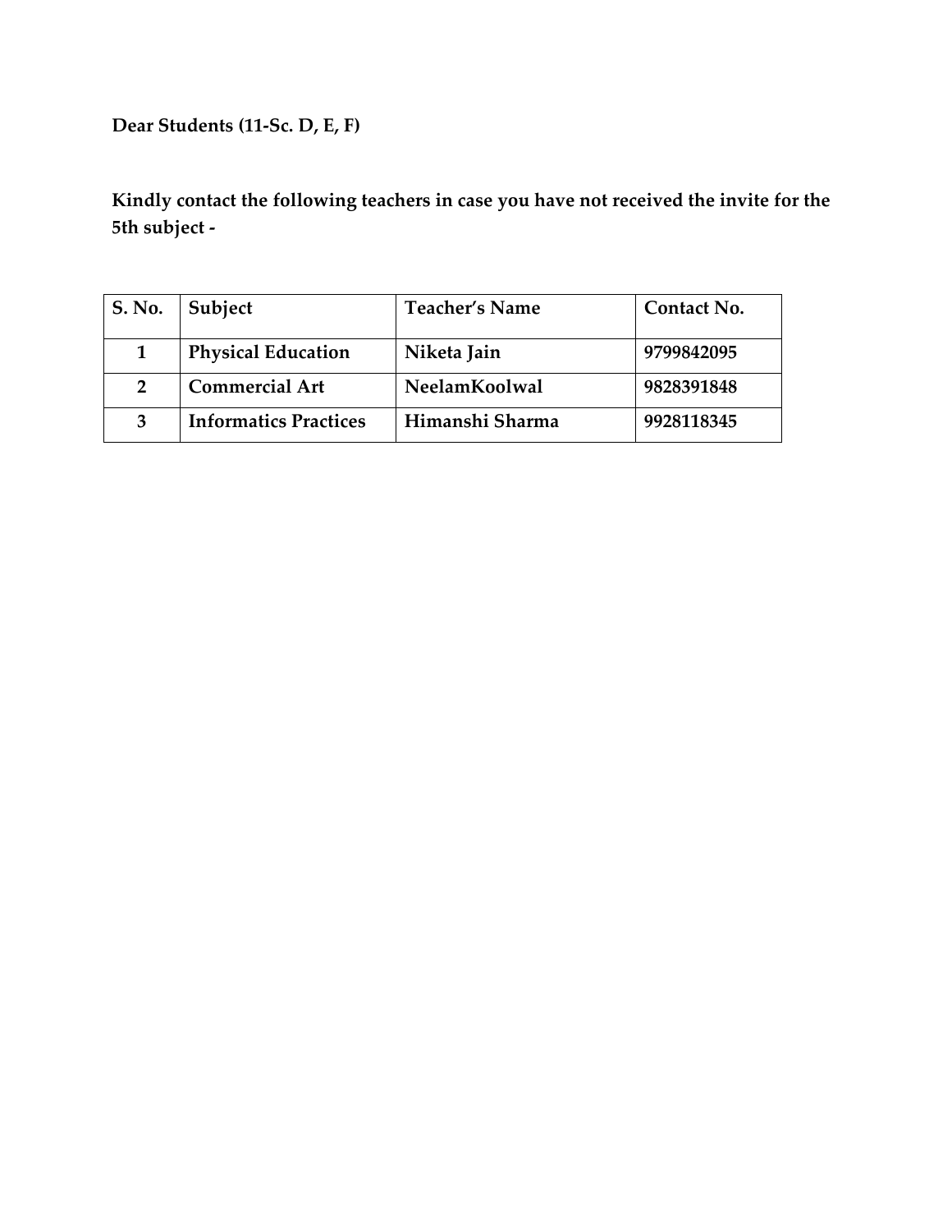**Dear Students (11-Sc. D, E, F)**

**Kindly contact the following teachers in case you have not received the invite for the 5th subject -**

| S. No. | Subject | Teacher's Name | Contact No. |
|---|---|---|---|
| 1 | Physical Education | Niketa Jain | 9799842095 |
| 2 | Commercial Art | NeelamKoolwal | 9828391848 |
| 3 | Informatics Practices | Himanshi Sharma | 9928118345 |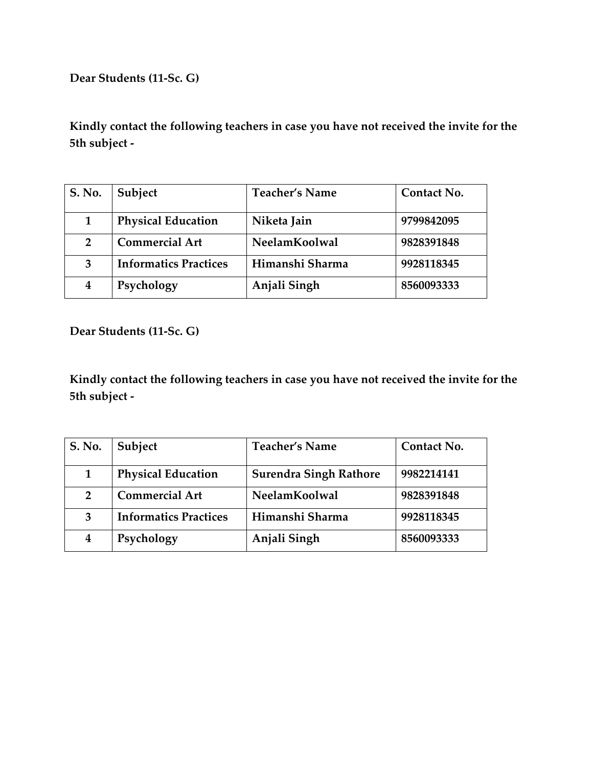**Dear Students (11-Sc. G)**

**Kindly contact the following teachers in case you have not received the invite for the 5th subject -**

| S. No. | Subject | Teacher's Name | Contact No. |
|---|---|---|---|
| 1 | Physical Education | Niketa Jain | 9799842095 |
| 2 | Commercial Art | NeelamKoolwal | 9828391848 |
| 3 | Informatics Practices | Himanshi Sharma | 9928118345 |
| 4 | Psychology | Anjali Singh | 8560093333 |

**Dear Students (11-Sc. G)**

**Kindly contact the following teachers in case you have not received the invite for the 5th subject -**

| S. No. | Subject | Teacher's Name | Contact No. |
|---|---|---|---|
| 1 | Physical Education | Surendra Singh Rathore | 9982214141 |
| 2 | Commercial Art | NeelamKoolwal | 9828391848 |
| 3 | Informatics Practices | Himanshi Sharma | 9928118345 |
| 4 | Psychology | Anjali Singh | 8560093333 |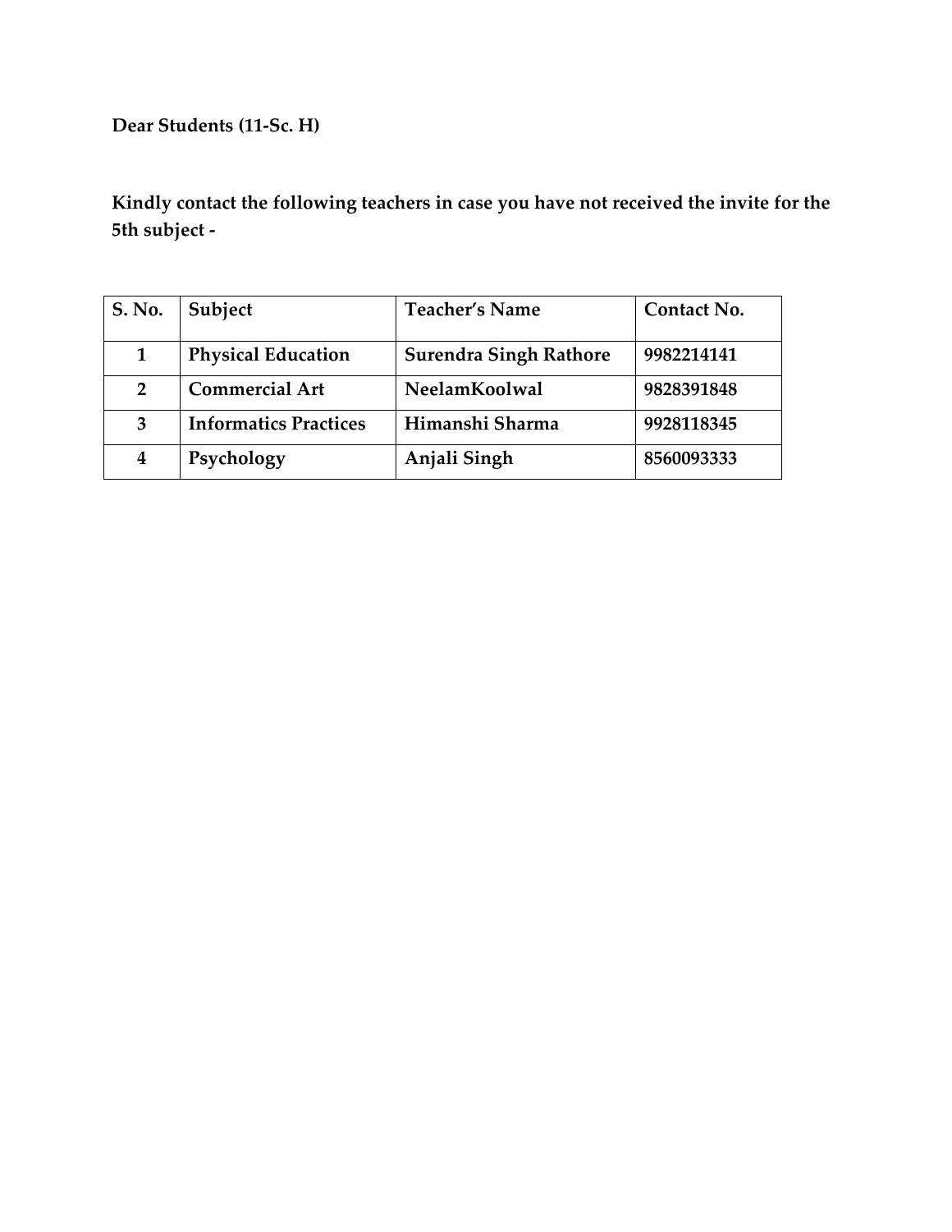**Dear Students (11-Sc. H)**

**Kindly contact the following teachers in case you have not received the invite for the 5th subject -**

| S. No. | Subject | Teacher's Name | Contact No. |
|---|---|---|---|
| 1 | Physical Education | Surendra Singh Rathore | 9982214141 |
| 2 | Commercial Art | NeelamKoolwal | 9828391848 |
| 3 | Informatics Practices | Himanshi Sharma | 9928118345 |
| 4 | Psychology | Anjali Singh | 8560093333 |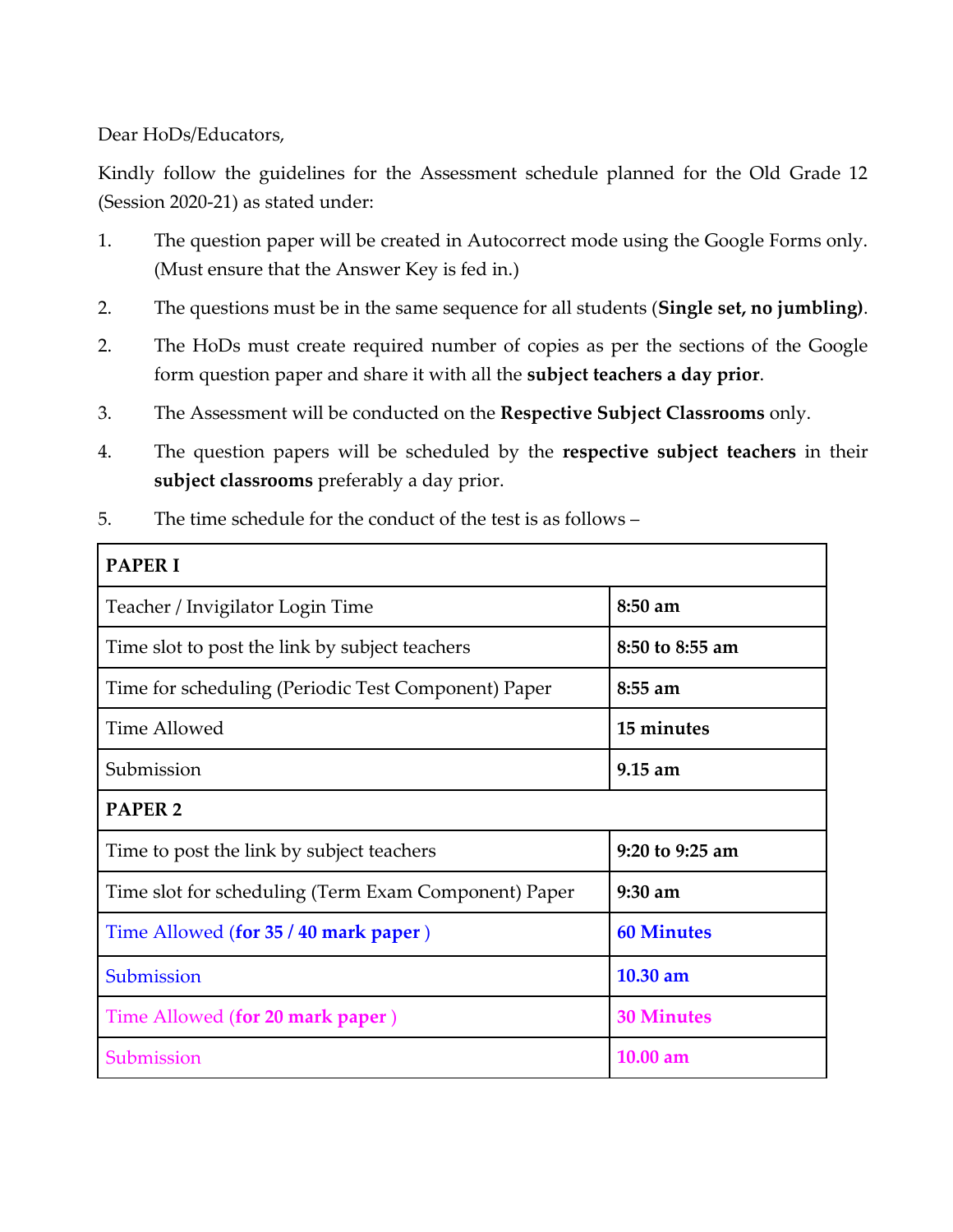Dear HoDs/Educators,

Kindly follow the guidelines for the Assessment schedule planned for the Old Grade 12 (Session 2020-21) as stated under:

1. The question paper will be created in Autocorrect mode using the Google Forms only. (Must ensure that the Answer Key is fed in.)

2. The questions must be in the same sequence for all students (**Single set, no jumbling)**.

2. The HoDs must create required number of copies as per the sections of the Google form question paper and share it with all the **subject teachers a day prior**.

3. The Assessment will be conducted on the **Respective Subject Classrooms** only.

4. The question papers will be scheduled by the **respective subject teachers** in their **subject classrooms** preferably a day prior.

5. The time schedule for the conduct of the test is as follows –

| **PAPER I** | |
|---|---|
| Teacher / Invigilator Login Time | **8:50 am** |
| Time slot to post the link by subject teachers | **8:50 to 8:55 am** |
| Time for scheduling (Periodic Test Component) Paper | **8:55 am** |
| Time Allowed | **15 minutes** |
| Submission | **9.15 am** |
| **PAPER 2** | |
| Time to post the link by subject teachers | **9:20 to 9:25 am** |
| Time slot for scheduling (Term Exam Component) Paper | **9:30 am** |
| Time Allowed (**for 35 / 40 mark paper** ) | **60 Minutes** |
| Submission | **10.30 am** |
| Time Allowed (**for 20 mark paper** ) | **30 Minutes** |
| Submission | **10.00 am** |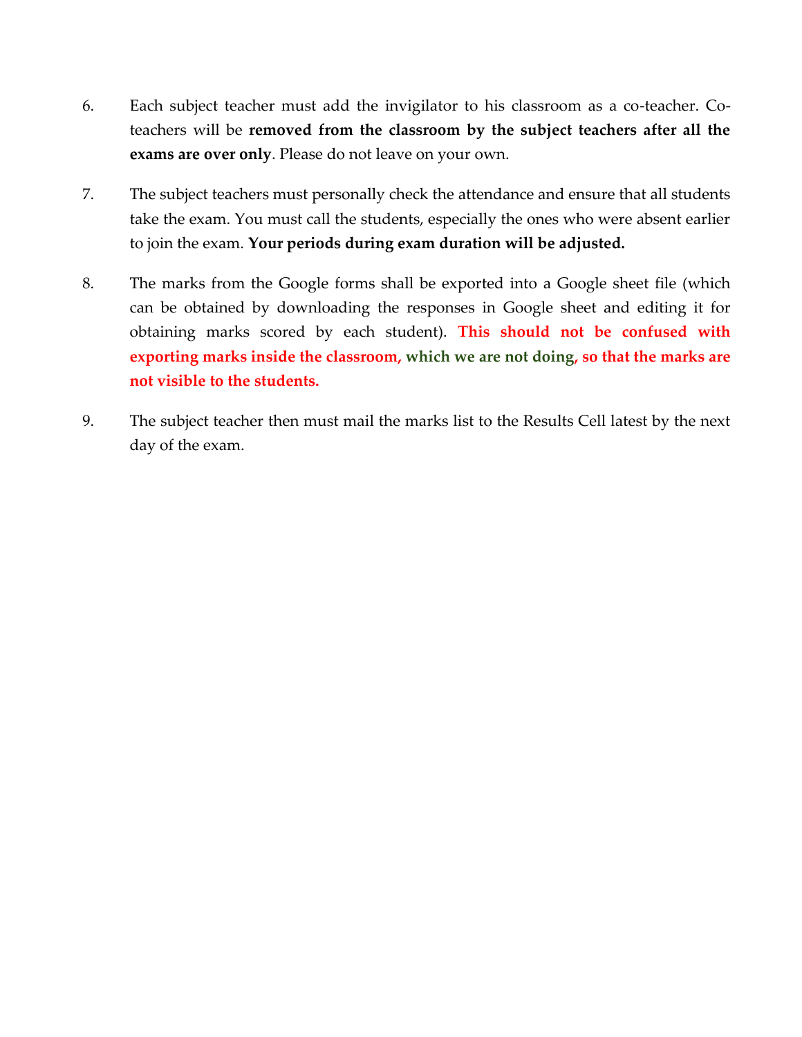6. Each subject teacher must add the invigilator to his classroom as a co-teacher. Co-teachers will be **removed from the classroom by the subject teachers after all the exams are over only**. Please do not leave on your own.

7. The subject teachers must personally check the attendance and ensure that all students take the exam. You must call the students, especially the ones who were absent earlier to join the exam. **Your periods during exam duration will be adjusted.**

8. The marks from the Google forms shall be exported into a Google sheet file (which can be obtained by downloading the responses in Google sheet and editing it for obtaining marks scored by each student). **This should not be confused with exporting marks inside the classroom, which we are not doing, so that the marks are not visible to the students.**

9. The subject teacher then must mail the marks list to the Results Cell latest by the next day of the exam.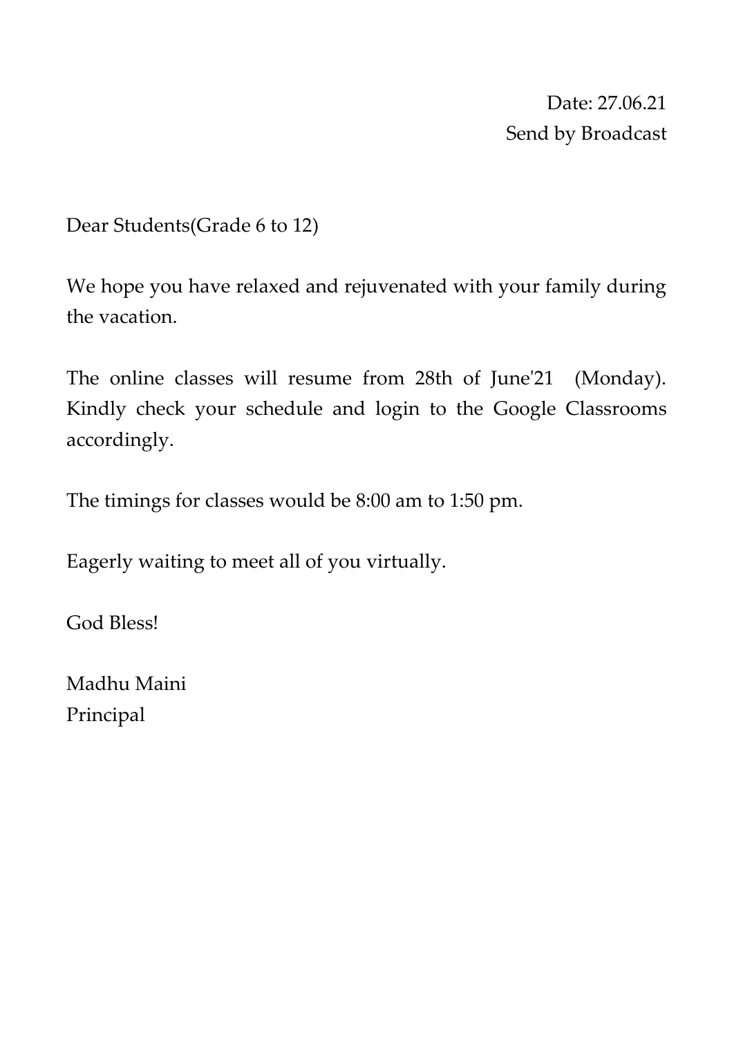Date: 27.06.21
Send by Broadcast

Dear Students(Grade 6 to 12)

We hope you have relaxed and rejuvenated with your family during the vacation.

The online classes will resume from 28th of June'21 (Monday). Kindly check your schedule and login to the Google Classrooms accordingly.

The timings for classes would be 8:00 am to 1:50 pm.

Eagerly waiting to meet all of you virtually.

God Bless!

Madhu Maini
Principal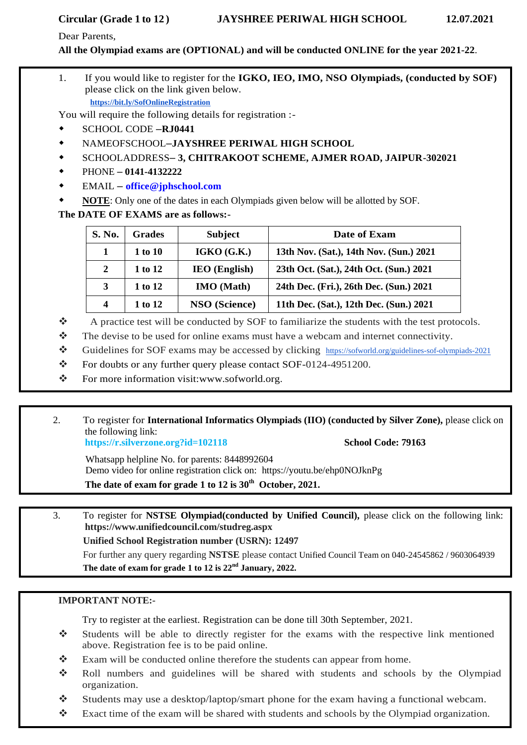**Circular (Grade 1 to 12 )** **JAYSHREE PERIWAL HIGH SCHOOL** **12.07.2021**

Dear Parents,

**All the Olympiad exams are (OPTIONAL) and will be conducted ONLINE for the year 2021-22**.

1. If you would like to register for the **IGKO, IEO, IMO, NSO Olympiads, (conducted by SOF)** please click on the link given below.
   **https://bit.ly/SofOnlineRegistration**

You will require the following details for registration :-

- SCHOOL CODE **–RJ0441**
- NAMEOFSCHOOL**–JAYSHREE PERIWAL HIGH SCHOOL**
- SCHOOLADDRESS**– 3, CHITRAKOOT SCHEME, AJMER ROAD, JAIPUR-302021**
- PHONE **– 0141-4132222**
- EMAIL **– office@jphschool.com**
- **NOTE**: Only one of the dates in each Olympiads given below will be allotted by SOF.

**The DATE OF EXAMS are as follows:-**

| S. No. | Grades | Subject | Date of Exam |
|---|---|---|---|
| 1 | 1 to 10 | IGKO (G.K.) | 13th Nov. (Sat.), 14th Nov. (Sun.) 2021 |
| 2 | 1 to 12 | IEO (English) | 23th Oct. (Sat.), 24th Oct. (Sun.) 2021 |
| 3 | 1 to 12 | IMO (Math) | 24th Dec. (Fri.), 26th Dec. (Sun.) 2021 |
| 4 | 1 to 12 | NSO (Science) | 11th Dec. (Sat.), 12th Dec. (Sun.) 2021 |

- A practice test will be conducted by SOF to familiarize the students with the test protocols.
- The devise to be used for online exams must have a webcam and internet connectivity.
- Guidelines for SOF exams may be accessed by clicking https://sofworld.org/guidelines-sof-olympiads-2021
- For doubts or any further query please contact SOF-0124-4951200.
- For more information visit:www.sofworld.org.

2. To register for **International Informatics Olympiads (IIO) (conducted by Silver Zone),** please click on the following link:
   **https://r.silverzone.org?id=102118** **School Code: 79163**

   Whatsapp helpline No. for parents: 8448992604
   Demo video for online registration click on: https://youtu.be/ehp0NOJknPg
   **The date of exam for grade 1 to 12 is 30th October, 2021.**

3. To register for **NSTSE Olympiad(conducted by Unified Council),** please click on the following link: **https://www.unifiedcouncil.com/studreg.aspx**
   **Unified School Registration number (USRN): 12497**
   For further any query regarding **NSTSE** please contact Unified Council Team on 040-24545862 / 9603064939
   **The date of exam for grade 1 to 12 is 22nd January, 2022.**

**IMPORTANT NOTE:-**

Try to register at the earliest. Registration can be done till 30th September, 2021.

- Students will be able to directly register for the exams with the respective link mentioned above. Registration fee is to be paid online.
- Exam will be conducted online therefore the students can appear from home.
- Roll numbers and guidelines will be shared with students and schools by the Olympiad organization.
- Students may use a desktop/laptop/smart phone for the exam having a functional webcam.
- Exact time of the exam will be shared with students and schools by the Olympiad organization.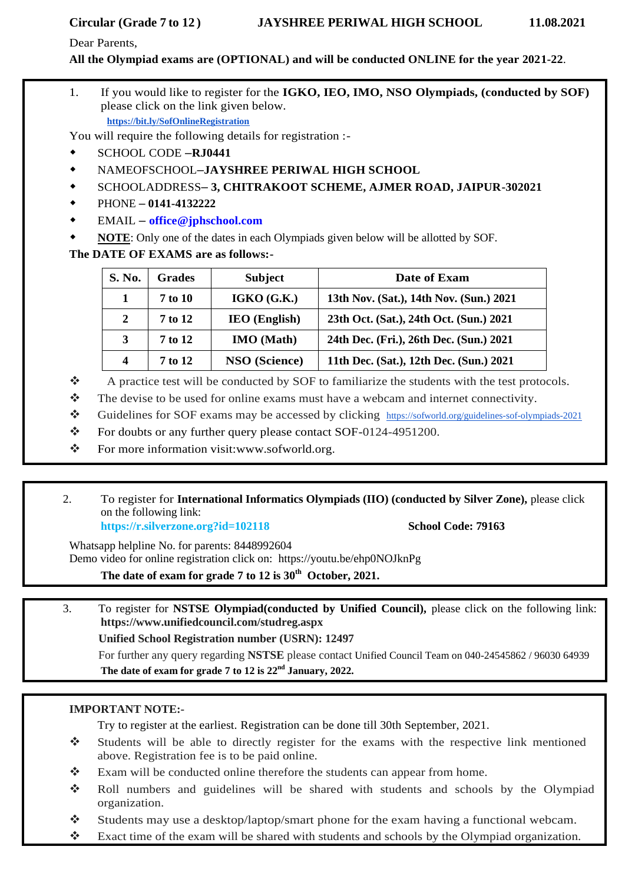**Circular (Grade 7 to 12)** **JAYSHREE PERIWAL HIGH SCHOOL** **11.08.2021**

Dear Parents,

**All the Olympiad exams are (OPTIONAL) and will be conducted ONLINE for the year 2021-22**.

1. If you would like to register for the **IGKO, IEO, IMO, NSO Olympiads, (conducted by SOF)** please click on the link given below.
   **https://bit.ly/SofOnlineRegistration**

You will require the following details for registration :-

- SCHOOL CODE **–RJ0441**
- NAMEOFSCHOOL**–JAYSHREE PERIWAL HIGH SCHOOL**
- SCHOOLADDRESS**– 3, CHITRAKOOT SCHEME, AJMER ROAD, JAIPUR-302021**
- PHONE **– 0141-4132222**
- EMAIL **– office@jphschool.com**
- **NOTE**: Only one of the dates in each Olympiads given below will be allotted by SOF.

**The DATE OF EXAMS are as follows:-**

| S. No. | Grades | Subject | Date of Exam |
|---|---|---|---|
| 1 | 7 to 10 | IGKO (G.K.) | 13th Nov. (Sat.), 14th Nov. (Sun.) 2021 |
| 2 | 7 to 12 | IEO (English) | 23th Oct. (Sat.), 24th Oct. (Sun.) 2021 |
| 3 | 7 to 12 | IMO (Math) | 24th Dec. (Fri.), 26th Dec. (Sun.) 2021 |
| 4 | 7 to 12 | NSO (Science) | 11th Dec. (Sat.), 12th Dec. (Sun.) 2021 |

- A practice test will be conducted by SOF to familiarize the students with the test protocols.
- The devise to be used for online exams must have a webcam and internet connectivity.
- Guidelines for SOF exams may be accessed by clicking https://sofworld.org/guidelines-sof-olympiads-2021
- For doubts or any further query please contact SOF-0124-4951200.
- For more information visit:www.sofworld.org.

2. To register for **International Informatics Olympiads (IIO) (conducted by Silver Zone),** please click on the following link:
   **https://r.silverzone.org?id=102118** **School Code: 79163**

Whatsapp helpline No. for parents: 8448992604
Demo video for online registration click on: https://youtu.be/ehp0NOJknPg

**The date of exam for grade 7 to 12 is 30th October, 2021.**

3. To register for **NSTSE Olympiad(conducted by Unified Council),** please click on the following link: **https://www.unifiedcouncil.com/studreg.aspx**

   **Unified School Registration number (USRN): 12497**

   For further any query regarding **NSTSE** please contact Unified Council Team on 040-24545862 / 96030 64939

   **The date of exam for grade 7 to 12 is 22nd January, 2022.**

**IMPORTANT NOTE:-**

Try to register at the earliest. Registration can be done till 30th September, 2021.

- Students will be able to directly register for the exams with the respective link mentioned above. Registration fee is to be paid online.
- Exam will be conducted online therefore the students can appear from home.
- Roll numbers and guidelines will be shared with students and schools by the Olympiad organization.
- Students may use a desktop/laptop/smart phone for the exam having a functional webcam.
- Exact time of the exam will be shared with students and schools by the Olympiad organization.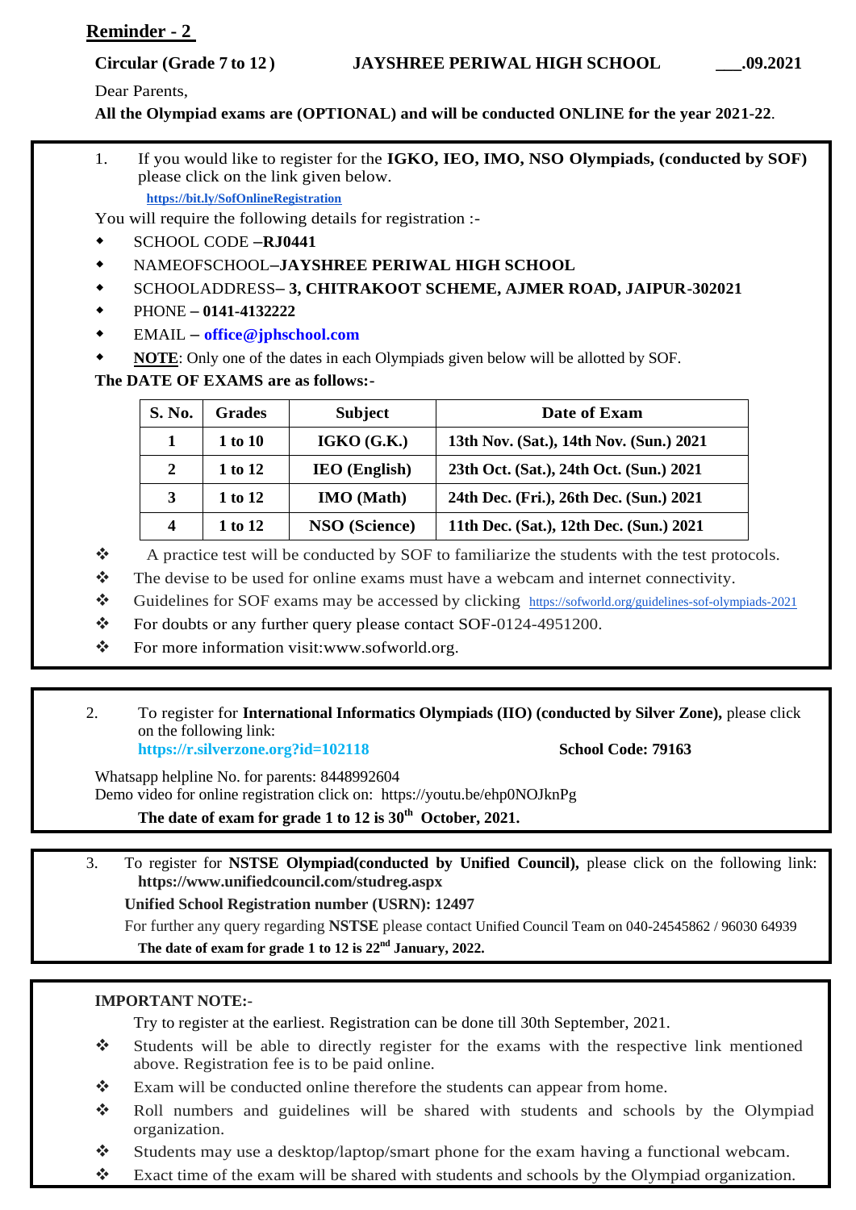**Reminder - 2**

**Circular (Grade 7 to 12)** **JAYSHREE PERIWAL HIGH SCHOOL** **\_\_\_.09.2021**

Dear Parents,

**All the Olympiad exams are (OPTIONAL) and will be conducted ONLINE for the year 2021-22**.

1. If you would like to register for the **IGKO, IEO, IMO, NSO Olympiads, (conducted by SOF)** please click on the link given below.
   **https://bit.ly/SofOnlineRegistration**

You will require the following details for registration :-

- SCHOOL CODE **–RJ0441**
- NAMEOFSCHOOL**–JAYSHREE PERIWAL HIGH SCHOOL**
- SCHOOLADDRESS**– 3, CHITRAKOOT SCHEME, AJMER ROAD, JAIPUR-302021**
- PHONE **– 0141-4132222**
- EMAIL **– office@jphschool.com**
- **NOTE**: Only one of the dates in each Olympiads given below will be allotted by SOF.

**The DATE OF EXAMS are as follows:-**

| S. No. | Grades | Subject | Date of Exam |
|---|---|---|---|
| 1 | 1 to 10 | IGKO (G.K.) | 13th Nov. (Sat.), 14th Nov. (Sun.) 2021 |
| 2 | 1 to 12 | IEO (English) | 23th Oct. (Sat.), 24th Oct. (Sun.) 2021 |
| 3 | 1 to 12 | IMO (Math) | 24th Dec. (Fri.), 26th Dec. (Sun.) 2021 |
| 4 | 1 to 12 | NSO (Science) | 11th Dec. (Sat.), 12th Dec. (Sun.) 2021 |

- A practice test will be conducted by SOF to familiarize the students with the test protocols.
- The devise to be used for online exams must have a webcam and internet connectivity.
- Guidelines for SOF exams may be accessed by clicking https://sofworld.org/guidelines-sof-olympiads-2021
- For doubts or any further query please contact SOF-0124-4951200.
- For more information visit:www.sofworld.org.

2. To register for **International Informatics Olympiads (IIO) (conducted by Silver Zone),** please click on the following link:
   **https://r.silverzone.org?id=102118** **School Code: 79163**

Whatsapp helpline No. for parents: 8448992604
Demo video for online registration click on: https://youtu.be/ehp0NOJknPg

**The date of exam for grade 1 to 12 is 30th October, 2021.**

3. To register for **NSTSE Olympiad(conducted by Unified Council),** please click on the following link: **https://www.unifiedcouncil.com/studreg.aspx**
   **Unified School Registration number (USRN): 12497**
   For further any query regarding **NSTSE** please contact Unified Council Team on 040-24545862 / 96030 64939
   **The date of exam for grade 1 to 12 is 22nd January, 2022.**

**IMPORTANT NOTE:-**

Try to register at the earliest. Registration can be done till 30th September, 2021.

- Students will be able to directly register for the exams with the respective link mentioned above. Registration fee is to be paid online.
- Exam will be conducted online therefore the students can appear from home.
- Roll numbers and guidelines will be shared with students and schools by the Olympiad organization.
- Students may use a desktop/laptop/smart phone for the exam having a functional webcam.
- Exact time of the exam will be shared with students and schools by the Olympiad organization.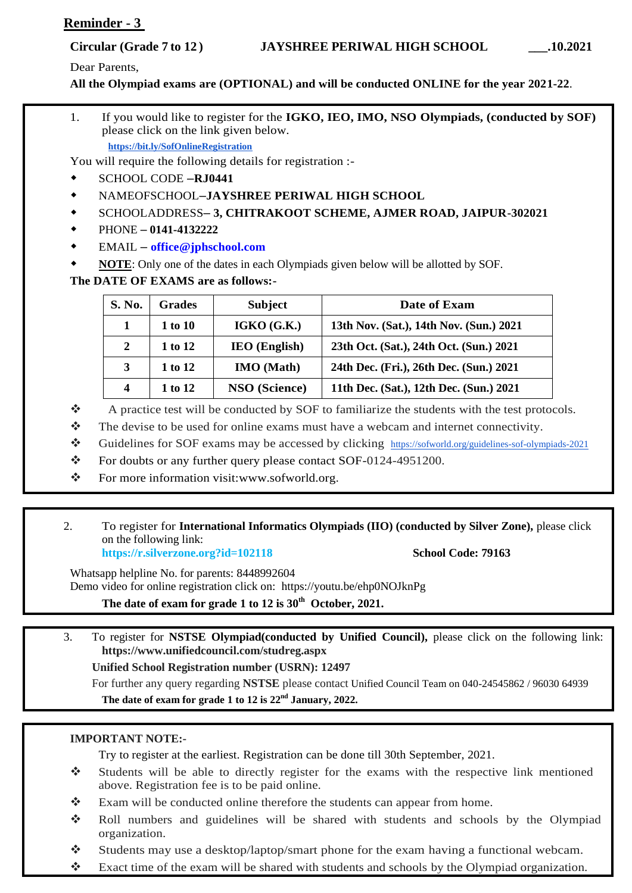**Reminder - 3**

**Circular (Grade 7 to 12)** **JAYSHREE PERIWAL HIGH SCHOOL** **___.10.2021**

Dear Parents,

**All the Olympiad exams are (OPTIONAL) and will be conducted ONLINE for the year 2021-22**.

1. If you would like to register for the **IGKO, IEO, IMO, NSO Olympiads, (conducted by SOF)** please click on the link given below.
   **https://bit.ly/SofOnlineRegistration**

You will require the following details for registration :-

- SCHOOL CODE **–RJ0441**
- NAMEOFSCHOOL**–JAYSHREE PERIWAL HIGH SCHOOL**
- SCHOOLADDRESS**– 3, CHITRAKOOT SCHEME, AJMER ROAD, JAIPUR-302021**
- PHONE **– 0141-4132222**
- EMAIL **– office@jphschool.com**
- **NOTE**: Only one of the dates in each Olympiads given below will be allotted by SOF.

**The DATE OF EXAMS are as follows:-**

| S. No. | Grades | Subject | Date of Exam |
|---|---|---|---|
| 1 | 1 to 10 | IGKO (G.K.) | 13th Nov. (Sat.), 14th Nov. (Sun.) 2021 |
| 2 | 1 to 12 | IEO (English) | 23th Oct. (Sat.), 24th Oct. (Sun.) 2021 |
| 3 | 1 to 12 | IMO (Math) | 24th Dec. (Fri.), 26th Dec. (Sun.) 2021 |
| 4 | 1 to 12 | NSO (Science) | 11th Dec. (Sat.), 12th Dec. (Sun.) 2021 |

- A practice test will be conducted by SOF to familiarize the students with the test protocols.
- The devise to be used for online exams must have a webcam and internet connectivity.
- Guidelines for SOF exams may be accessed by clicking https://sofworld.org/guidelines-sof-olympiads-2021
- For doubts or any further query please contact SOF-0124-4951200.
- For more information visit:www.sofworld.org.

2. To register for **International Informatics Olympiads (IIO) (conducted by Silver Zone),** please click on the following link:
   **https://r.silverzone.org?id=102118** **School Code: 79163**

Whatsapp helpline No. for parents: 8448992604
Demo video for online registration click on: https://youtu.be/ehp0NOJknPg

**The date of exam for grade 1 to 12 is 30th October, 2021.**

3. To register for **NSTSE Olympiad(conducted by Unified Council),** please click on the following link: **https://www.unifiedcouncil.com/studreg.aspx**
   **Unified School Registration number (USRN): 12497**
   For further any query regarding **NSTSE** please contact Unified Council Team on 040-24545862 / 96030 64939
   **The date of exam for grade 1 to 12 is 22nd January, 2022.**

**IMPORTANT NOTE:-**

Try to register at the earliest. Registration can be done till 30th September, 2021.

- Students will be able to directly register for the exams with the respective link mentioned above. Registration fee is to be paid online.
- Exam will be conducted online therefore the students can appear from home.
- Roll numbers and guidelines will be shared with students and schools by the Olympiad organization.
- Students may use a desktop/laptop/smart phone for the exam having a functional webcam.
- Exact time of the exam will be shared with students and schools by the Olympiad organization.